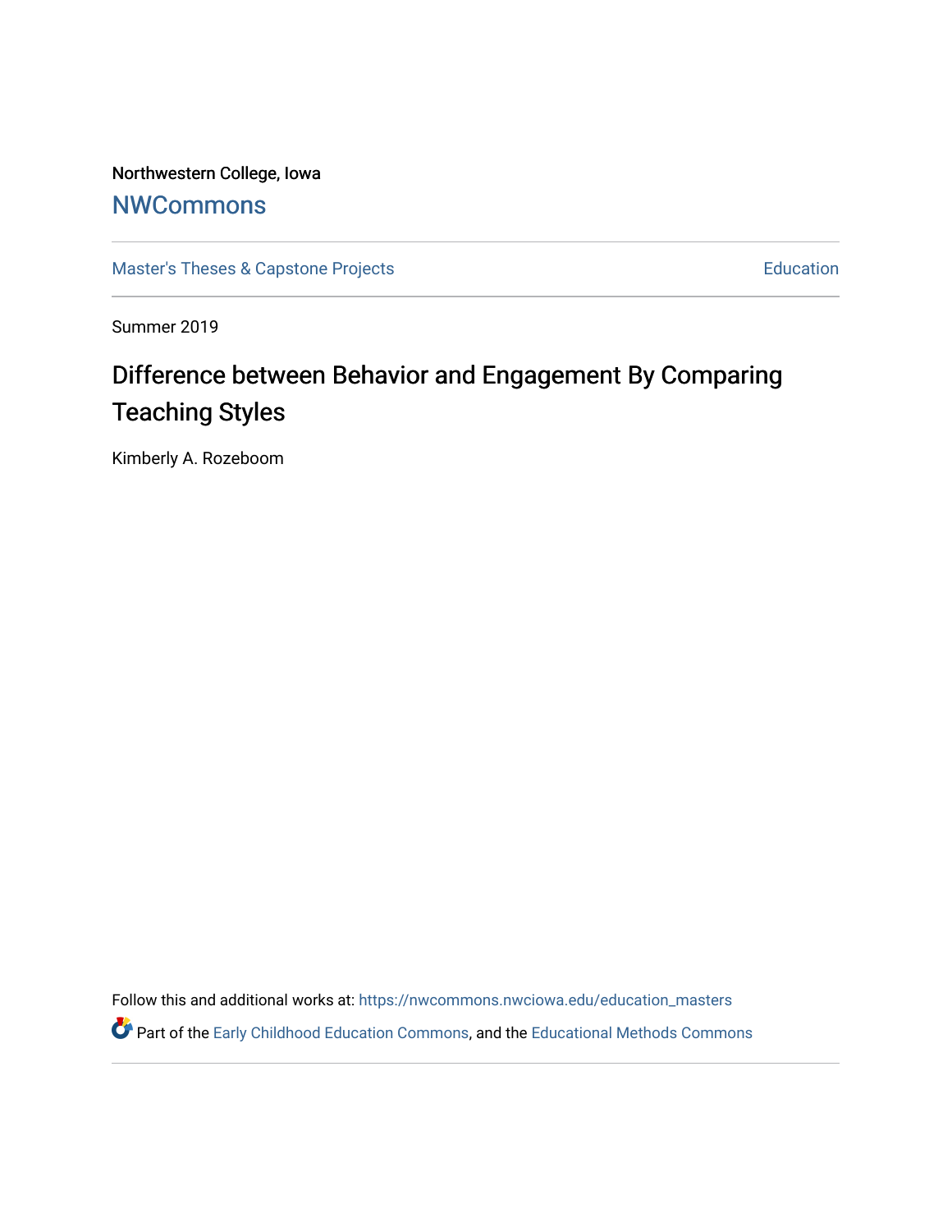Northwestern College, Iowa

# NWCommons

Master's Theses & Capstone Projects | Education

Summer 2019

## Difference between Behavior and Engagement By Comparing Teaching Styles

Kimberly A. Rozeboom

Follow this and additional works at: https://nwcommons.nwciowa.edu/education_masters

Part of the Early Childhood Education Commons, and the Educational Methods Commons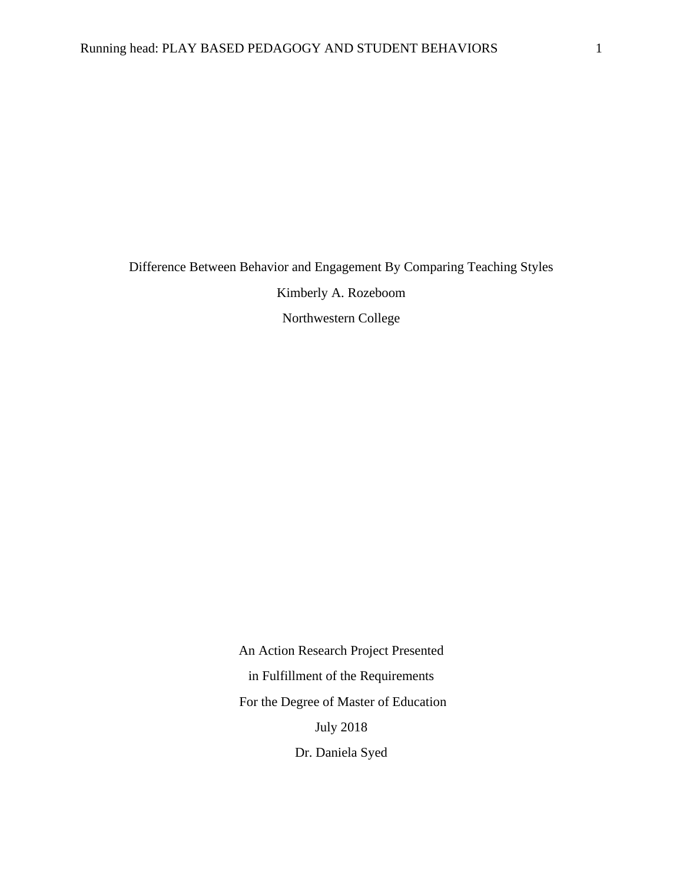# Difference Between Behavior and Engagement By Comparing Teaching Styles

Kimberly A. Rozeboom

Northwestern College

An Action Research Project Presented

in Fulfillment of the Requirements

For the Degree of Master of Education

July 2018

Dr. Daniela Syed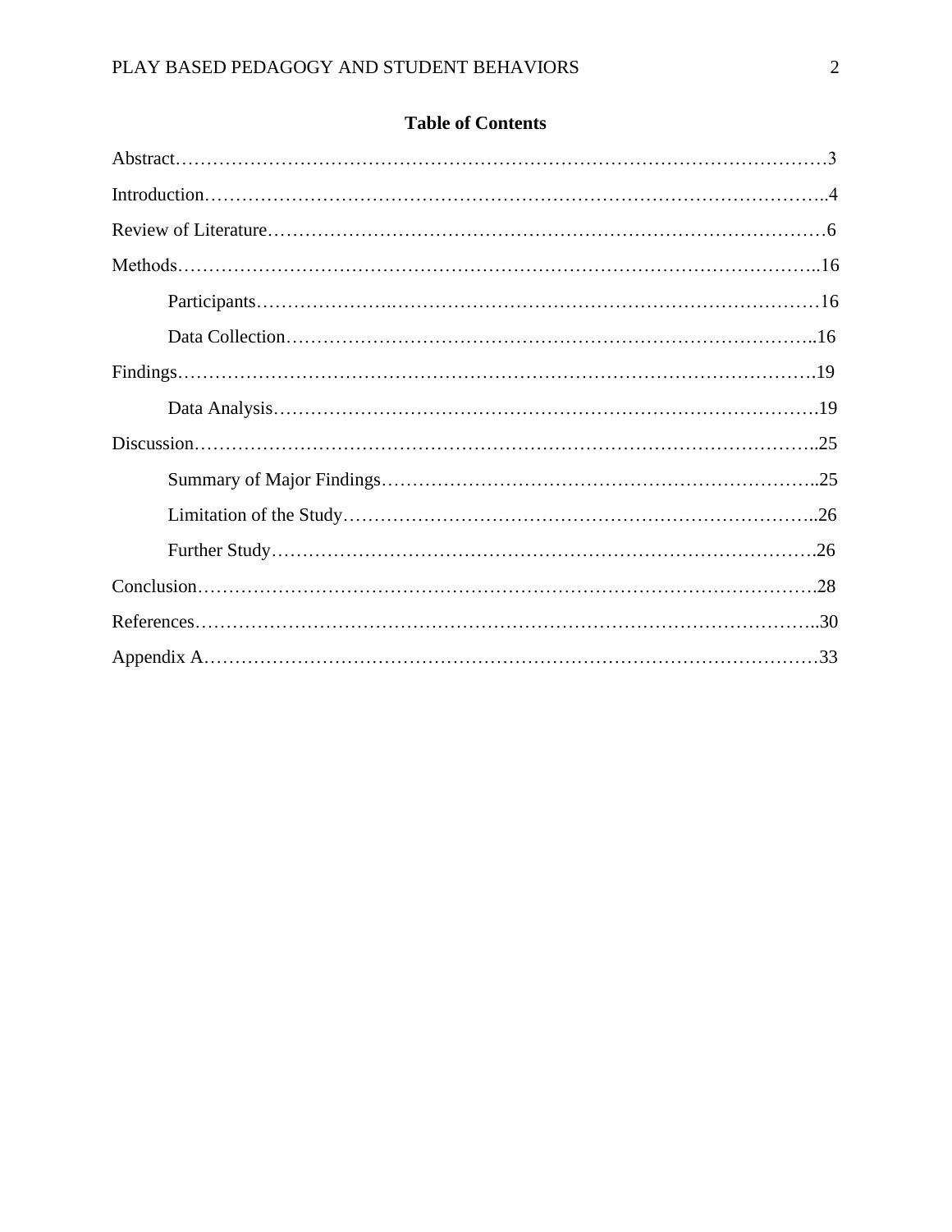# Table of Contents

Abstract……………………………………………………………………………………………3

Introduction……………………………………………………………………………………..4

Review of Literature……………………………………………………………………………6

Methods…………………………………………………………………………………………..16

Participants…………………………………………………………………………………16

Data Collection…………………………………………………………………………..16

Findings………………………………………………………………………………………….19

Data Analysis……………………………………………………………………………….19

Discussion……………………………………………………………………………………..25

Summary of Major Findings………………………………………………………………..25

Limitation of the Study…………………………………………………………………..26

Further Study……………………………………………………………………………….26

Conclusion……………………………………………………………………………………….28

References……………………………………………………………………………………..30

Appendix A………………………………………………………………………………………33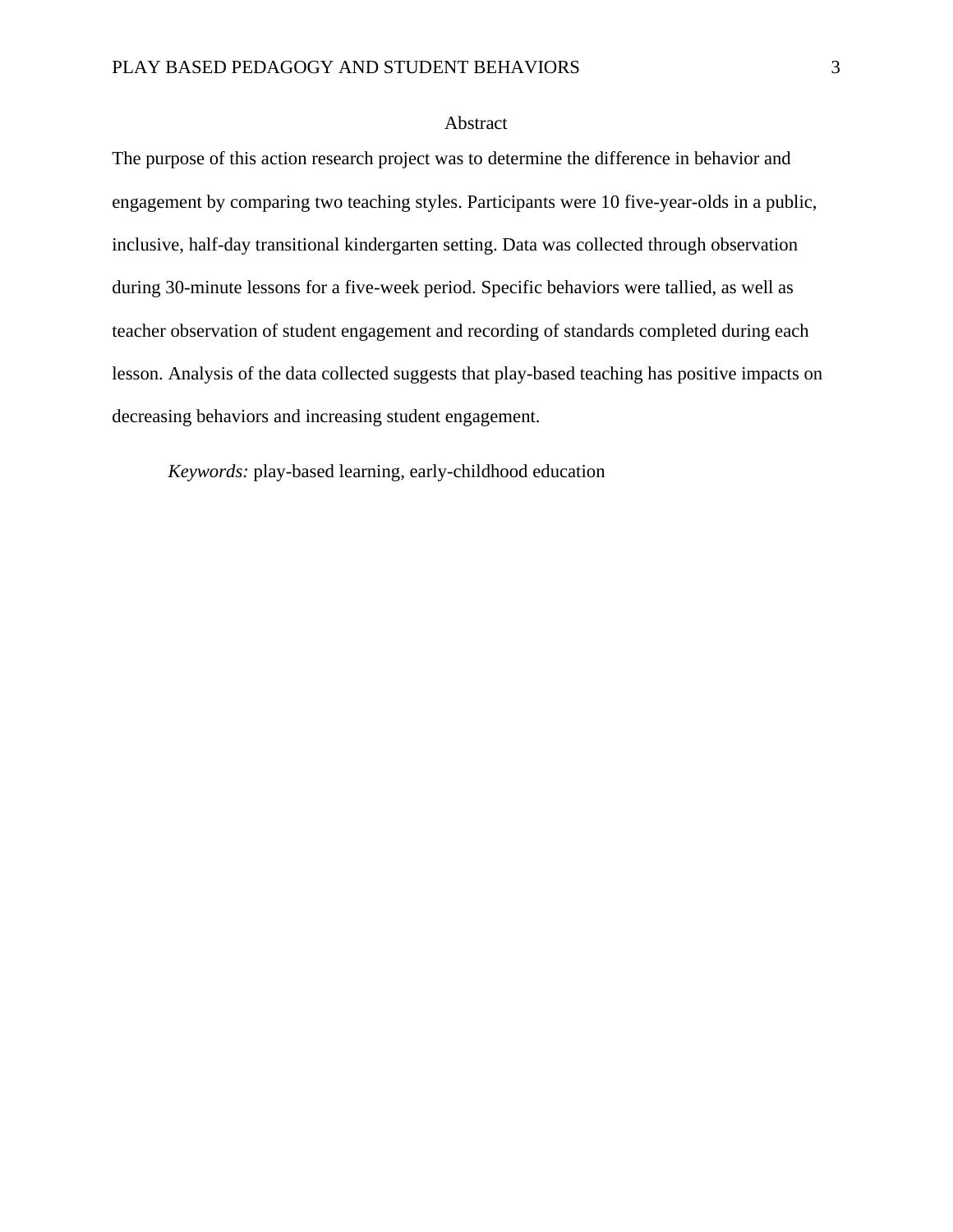# Abstract

The purpose of this action research project was to determine the difference in behavior and engagement by comparing two teaching styles. Participants were 10 five-year-olds in a public, inclusive, half-day transitional kindergarten setting. Data was collected through observation during 30-minute lessons for a five-week period. Specific behaviors were tallied, as well as teacher observation of student engagement and recording of standards completed during each lesson. Analysis of the data collected suggests that play-based teaching has positive impacts on decreasing behaviors and increasing student engagement.

*Keywords:* play-based learning, early-childhood education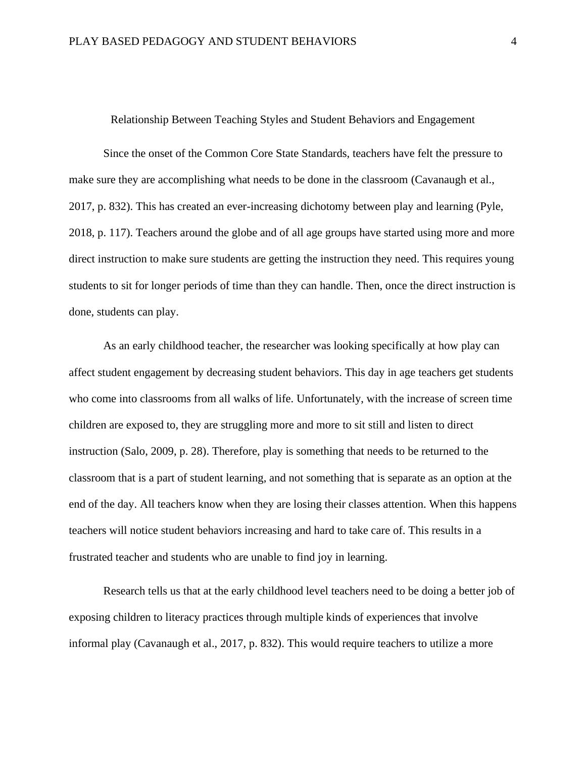## Relationship Between Teaching Styles and Student Behaviors and Engagement

Since the onset of the Common Core State Standards, teachers have felt the pressure to make sure they are accomplishing what needs to be done in the classroom (Cavanaugh et al., 2017, p. 832). This has created an ever-increasing dichotomy between play and learning (Pyle, 2018, p. 117). Teachers around the globe and of all age groups have started using more and more direct instruction to make sure students are getting the instruction they need. This requires young students to sit for longer periods of time than they can handle. Then, once the direct instruction is done, students can play.

As an early childhood teacher, the researcher was looking specifically at how play can affect student engagement by decreasing student behaviors. This day in age teachers get students who come into classrooms from all walks of life. Unfortunately, with the increase of screen time children are exposed to, they are struggling more and more to sit still and listen to direct instruction (Salo, 2009, p. 28). Therefore, play is something that needs to be returned to the classroom that is a part of student learning, and not something that is separate as an option at the end of the day. All teachers know when they are losing their classes attention. When this happens teachers will notice student behaviors increasing and hard to take care of. This results in a frustrated teacher and students who are unable to find joy in learning.

Research tells us that at the early childhood level teachers need to be doing a better job of exposing children to literacy practices through multiple kinds of experiences that involve informal play (Cavanaugh et al., 2017, p. 832). This would require teachers to utilize a more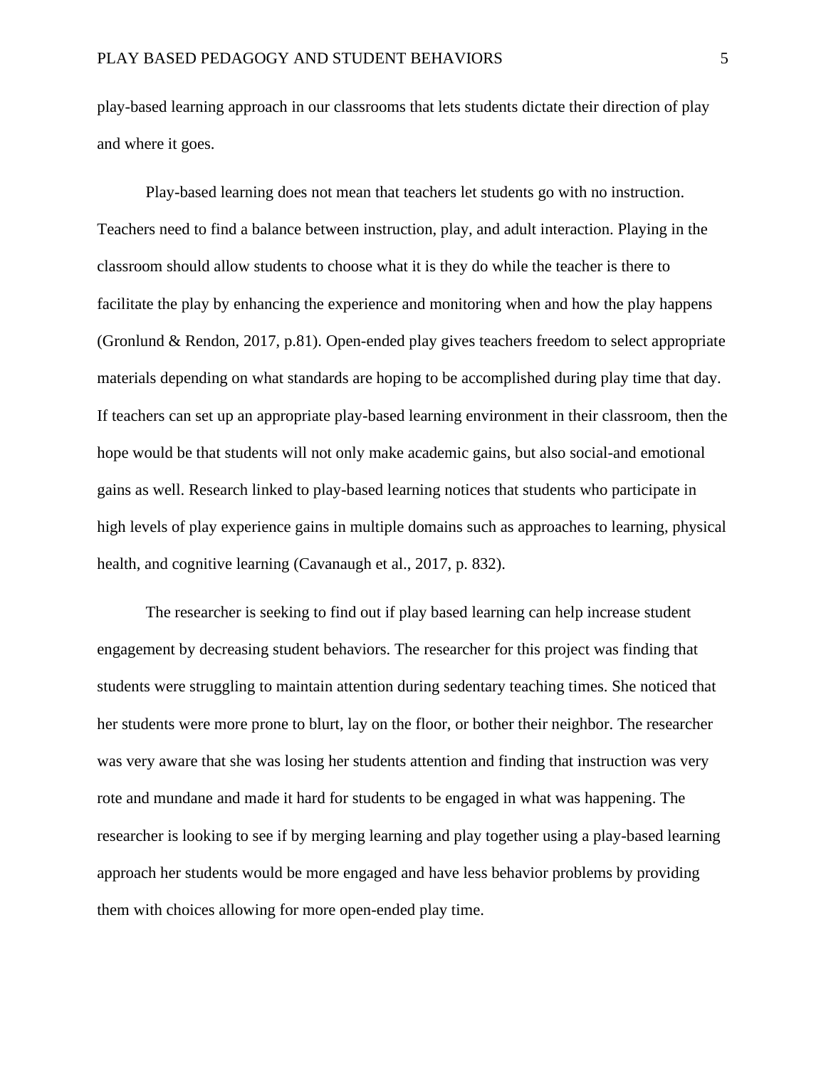play-based learning approach in our classrooms that lets students dictate their direction of play and where it goes.

Play-based learning does not mean that teachers let students go with no instruction. Teachers need to find a balance between instruction, play, and adult interaction. Playing in the classroom should allow students to choose what it is they do while the teacher is there to facilitate the play by enhancing the experience and monitoring when and how the play happens (Gronlund & Rendon, 2017, p.81). Open-ended play gives teachers freedom to select appropriate materials depending on what standards are hoping to be accomplished during play time that day. If teachers can set up an appropriate play-based learning environment in their classroom, then the hope would be that students will not only make academic gains, but also social-and emotional gains as well. Research linked to play-based learning notices that students who participate in high levels of play experience gains in multiple domains such as approaches to learning, physical health, and cognitive learning (Cavanaugh et al., 2017, p. 832).

The researcher is seeking to find out if play based learning can help increase student engagement by decreasing student behaviors. The researcher for this project was finding that students were struggling to maintain attention during sedentary teaching times. She noticed that her students were more prone to blurt, lay on the floor, or bother their neighbor. The researcher was very aware that she was losing her students attention and finding that instruction was very rote and mundane and made it hard for students to be engaged in what was happening. The researcher is looking to see if by merging learning and play together using a play-based learning approach her students would be more engaged and have less behavior problems by providing them with choices allowing for more open-ended play time.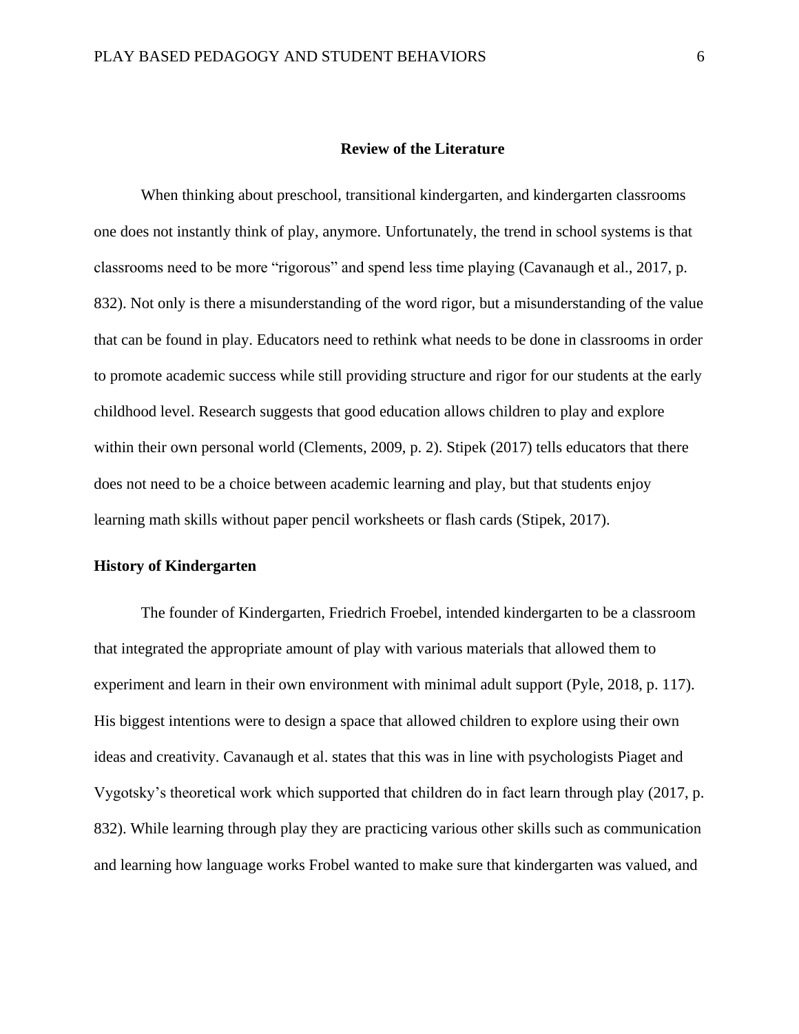## Review of the Literature

When thinking about preschool, transitional kindergarten, and kindergarten classrooms one does not instantly think of play, anymore. Unfortunately, the trend in school systems is that classrooms need to be more “rigorous” and spend less time playing (Cavanaugh et al., 2017, p. 832). Not only is there a misunderstanding of the word rigor, but a misunderstanding of the value that can be found in play. Educators need to rethink what needs to be done in classrooms in order to promote academic success while still providing structure and rigor for our students at the early childhood level. Research suggests that good education allows children to play and explore within their own personal world (Clements, 2009, p. 2). Stipek (2017) tells educators that there does not need to be a choice between academic learning and play, but that students enjoy learning math skills without paper pencil worksheets or flash cards (Stipek, 2017).

### History of Kindergarten

The founder of Kindergarten, Friedrich Froebel, intended kindergarten to be a classroom that integrated the appropriate amount of play with various materials that allowed them to experiment and learn in their own environment with minimal adult support (Pyle, 2018, p. 117). His biggest intentions were to design a space that allowed children to explore using their own ideas and creativity. Cavanaugh et al. states that this was in line with psychologists Piaget and Vygotsky’s theoretical work which supported that children do in fact learn through play (2017, p. 832). While learning through play they are practicing various other skills such as communication and learning how language works Frobel wanted to make sure that kindergarten was valued, and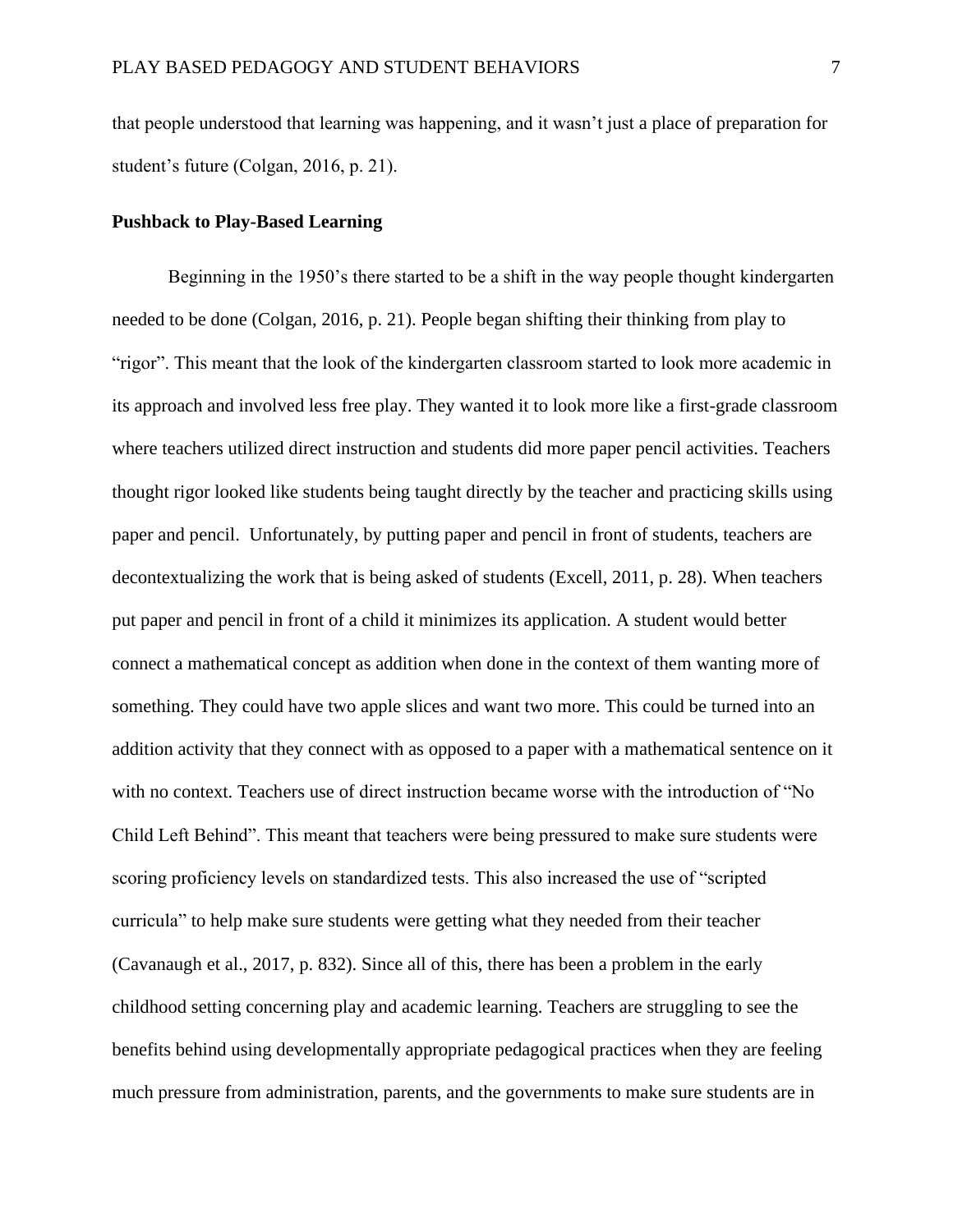that people understood that learning was happening, and it wasn't just a place of preparation for student's future (Colgan, 2016, p. 21).

**Pushback to Play-Based Learning**

Beginning in the 1950's there started to be a shift in the way people thought kindergarten needed to be done (Colgan, 2016, p. 21). People began shifting their thinking from play to "rigor". This meant that the look of the kindergarten classroom started to look more academic in its approach and involved less free play. They wanted it to look more like a first-grade classroom where teachers utilized direct instruction and students did more paper pencil activities. Teachers thought rigor looked like students being taught directly by the teacher and practicing skills using paper and pencil. Unfortunately, by putting paper and pencil in front of students, teachers are decontextualizing the work that is being asked of students (Excell, 2011, p. 28). When teachers put paper and pencil in front of a child it minimizes its application. A student would better connect a mathematical concept as addition when done in the context of them wanting more of something. They could have two apple slices and want two more. This could be turned into an addition activity that they connect with as opposed to a paper with a mathematical sentence on it with no context. Teachers use of direct instruction became worse with the introduction of "No Child Left Behind". This meant that teachers were being pressured to make sure students were scoring proficiency levels on standardized tests. This also increased the use of "scripted curricula" to help make sure students were getting what they needed from their teacher (Cavanaugh et al., 2017, p. 832). Since all of this, there has been a problem in the early childhood setting concerning play and academic learning. Teachers are struggling to see the benefits behind using developmentally appropriate pedagogical practices when they are feeling much pressure from administration, parents, and the governments to make sure students are in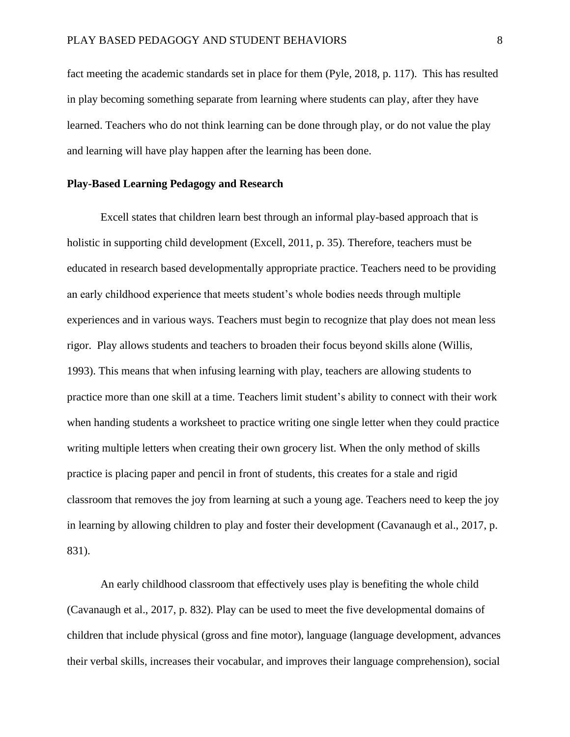fact meeting the academic standards set in place for them (Pyle, 2018, p. 117). This has resulted in play becoming something separate from learning where students can play, after they have learned. Teachers who do not think learning can be done through play, or do not value the play and learning will have play happen after the learning has been done.

## Play-Based Learning Pedagogy and Research

Excell states that children learn best through an informal play-based approach that is holistic in supporting child development (Excell, 2011, p. 35). Therefore, teachers must be educated in research based developmentally appropriate practice. Teachers need to be providing an early childhood experience that meets student's whole bodies needs through multiple experiences and in various ways. Teachers must begin to recognize that play does not mean less rigor. Play allows students and teachers to broaden their focus beyond skills alone (Willis, 1993). This means that when infusing learning with play, teachers are allowing students to practice more than one skill at a time. Teachers limit student's ability to connect with their work when handing students a worksheet to practice writing one single letter when they could practice writing multiple letters when creating their own grocery list. When the only method of skills practice is placing paper and pencil in front of students, this creates for a stale and rigid classroom that removes the joy from learning at such a young age. Teachers need to keep the joy in learning by allowing children to play and foster their development (Cavanaugh et al., 2017, p. 831).

An early childhood classroom that effectively uses play is benefiting the whole child (Cavanaugh et al., 2017, p. 832). Play can be used to meet the five developmental domains of children that include physical (gross and fine motor), language (language development, advances their verbal skills, increases their vocabular, and improves their language comprehension), social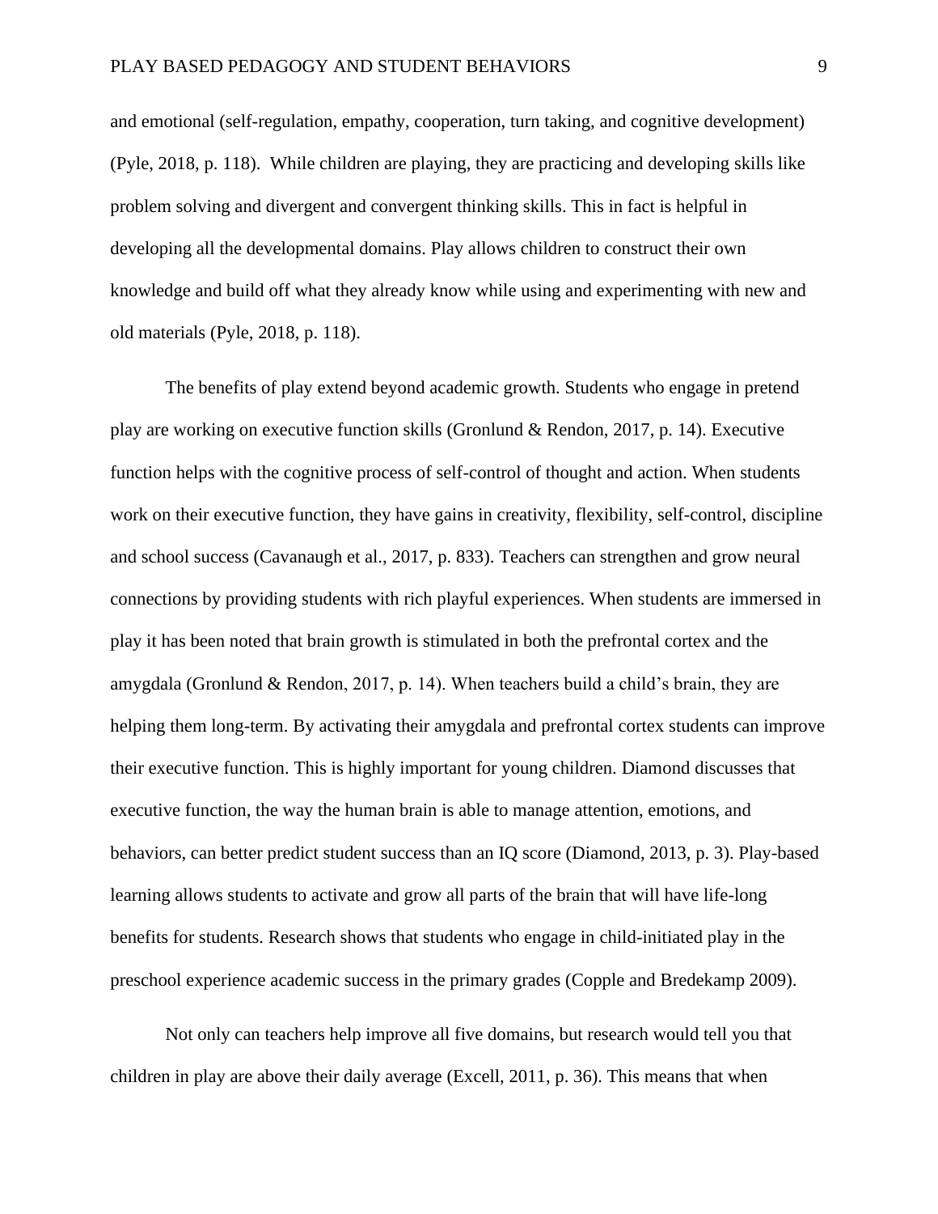and emotional (self-regulation, empathy, cooperation, turn taking, and cognitive development) (Pyle, 2018, p. 118). While children are playing, they are practicing and developing skills like problem solving and divergent and convergent thinking skills. This in fact is helpful in developing all the developmental domains. Play allows children to construct their own knowledge and build off what they already know while using and experimenting with new and old materials (Pyle, 2018, p. 118).

The benefits of play extend beyond academic growth. Students who engage in pretend play are working on executive function skills (Gronlund & Rendon, 2017, p. 14). Executive function helps with the cognitive process of self-control of thought and action. When students work on their executive function, they have gains in creativity, flexibility, self-control, discipline and school success (Cavanaugh et al., 2017, p. 833). Teachers can strengthen and grow neural connections by providing students with rich playful experiences. When students are immersed in play it has been noted that brain growth is stimulated in both the prefrontal cortex and the amygdala (Gronlund & Rendon, 2017, p. 14). When teachers build a child's brain, they are helping them long-term. By activating their amygdala and prefrontal cortex students can improve their executive function. This is highly important for young children. Diamond discusses that executive function, the way the human brain is able to manage attention, emotions, and behaviors, can better predict student success than an IQ score (Diamond, 2013, p. 3). Play-based learning allows students to activate and grow all parts of the brain that will have life-long benefits for students. Research shows that students who engage in child-initiated play in the preschool experience academic success in the primary grades (Copple and Bredekamp 2009).

Not only can teachers help improve all five domains, but research would tell you that children in play are above their daily average (Excell, 2011, p. 36). This means that when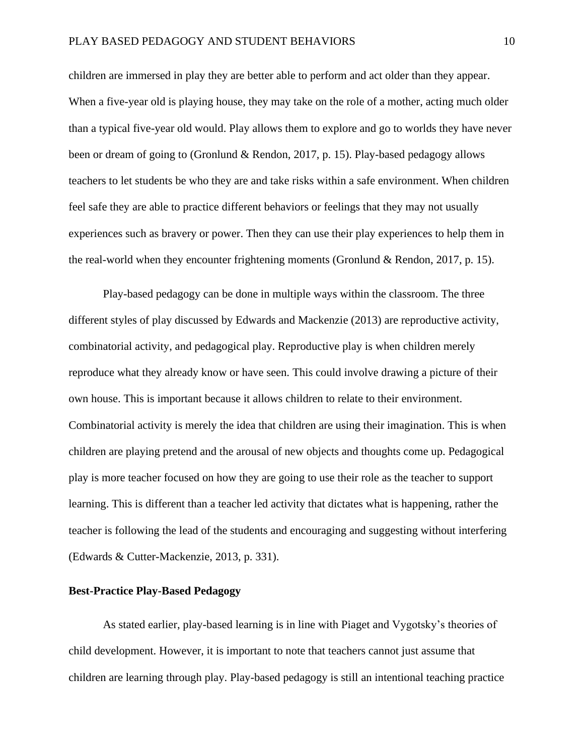children are immersed in play they are better able to perform and act older than they appear. When a five-year old is playing house, they may take on the role of a mother, acting much older than a typical five-year old would. Play allows them to explore and go to worlds they have never been or dream of going to (Gronlund & Rendon, 2017, p. 15). Play-based pedagogy allows teachers to let students be who they are and take risks within a safe environment. When children feel safe they are able to practice different behaviors or feelings that they may not usually experiences such as bravery or power. Then they can use their play experiences to help them in the real-world when they encounter frightening moments (Gronlund & Rendon, 2017, p. 15).

Play-based pedagogy can be done in multiple ways within the classroom. The three different styles of play discussed by Edwards and Mackenzie (2013) are reproductive activity, combinatorial activity, and pedagogical play. Reproductive play is when children merely reproduce what they already know or have seen. This could involve drawing a picture of their own house. This is important because it allows children to relate to their environment. Combinatorial activity is merely the idea that children are using their imagination. This is when children are playing pretend and the arousal of new objects and thoughts come up. Pedagogical play is more teacher focused on how they are going to use their role as the teacher to support learning. This is different than a teacher led activity that dictates what is happening, rather the teacher is following the lead of the students and encouraging and suggesting without interfering (Edwards & Cutter-Mackenzie, 2013, p. 331).

**Best-Practice Play-Based Pedagogy**

As stated earlier, play-based learning is in line with Piaget and Vygotsky's theories of child development. However, it is important to note that teachers cannot just assume that children are learning through play. Play-based pedagogy is still an intentional teaching practice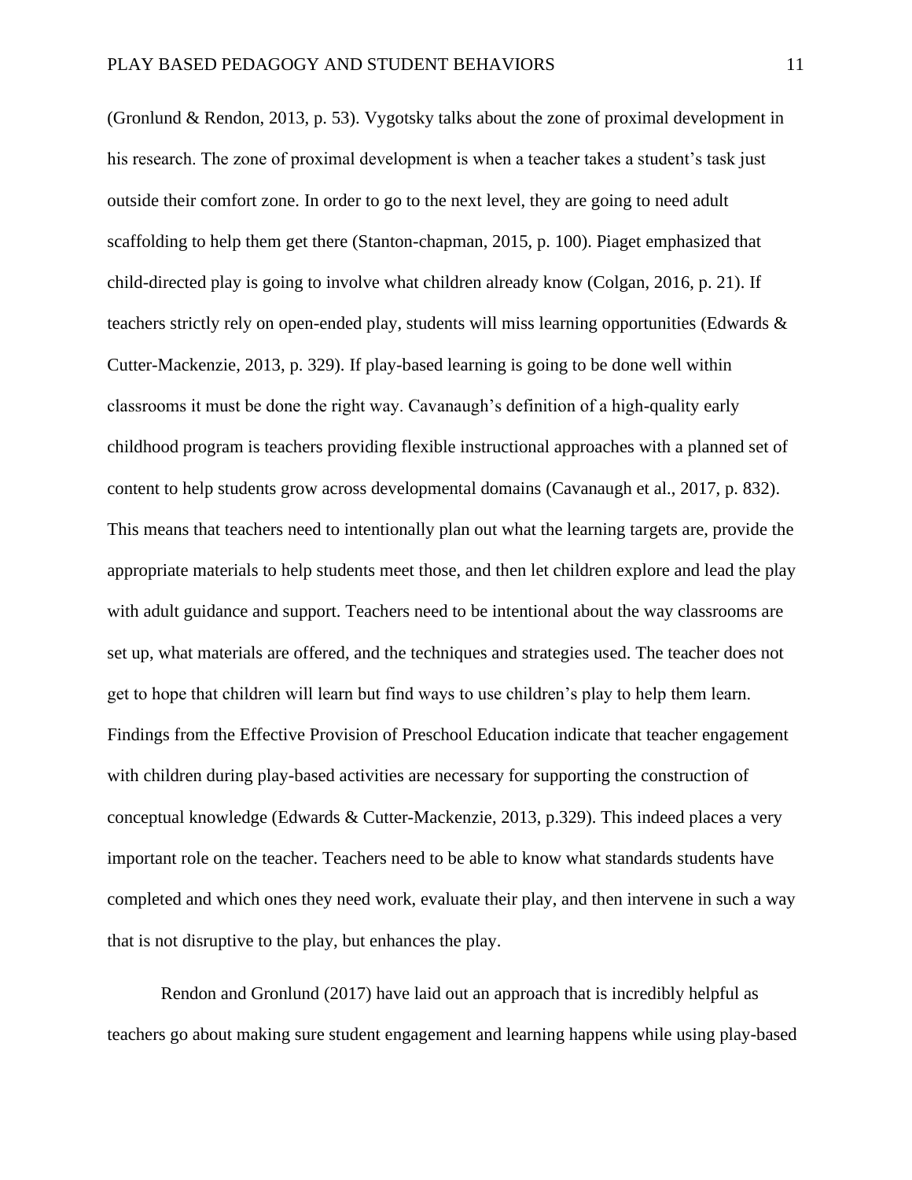(Gronlund & Rendon, 2013, p. 53). Vygotsky talks about the zone of proximal development in his research. The zone of proximal development is when a teacher takes a student's task just outside their comfort zone. In order to go to the next level, they are going to need adult scaffolding to help them get there (Stanton-chapman, 2015, p. 100). Piaget emphasized that child-directed play is going to involve what children already know (Colgan, 2016, p. 21). If teachers strictly rely on open-ended play, students will miss learning opportunities (Edwards & Cutter-Mackenzie, 2013, p. 329). If play-based learning is going to be done well within classrooms it must be done the right way. Cavanaugh's definition of a high-quality early childhood program is teachers providing flexible instructional approaches with a planned set of content to help students grow across developmental domains (Cavanaugh et al., 2017, p. 832). This means that teachers need to intentionally plan out what the learning targets are, provide the appropriate materials to help students meet those, and then let children explore and lead the play with adult guidance and support. Teachers need to be intentional about the way classrooms are set up, what materials are offered, and the techniques and strategies used. The teacher does not get to hope that children will learn but find ways to use children's play to help them learn. Findings from the Effective Provision of Preschool Education indicate that teacher engagement with children during play-based activities are necessary for supporting the construction of conceptual knowledge (Edwards & Cutter-Mackenzie, 2013, p.329). This indeed places a very important role on the teacher. Teachers need to be able to know what standards students have completed and which ones they need work, evaluate their play, and then intervene in such a way that is not disruptive to the play, but enhances the play.

Rendon and Gronlund (2017) have laid out an approach that is incredibly helpful as teachers go about making sure student engagement and learning happens while using play-based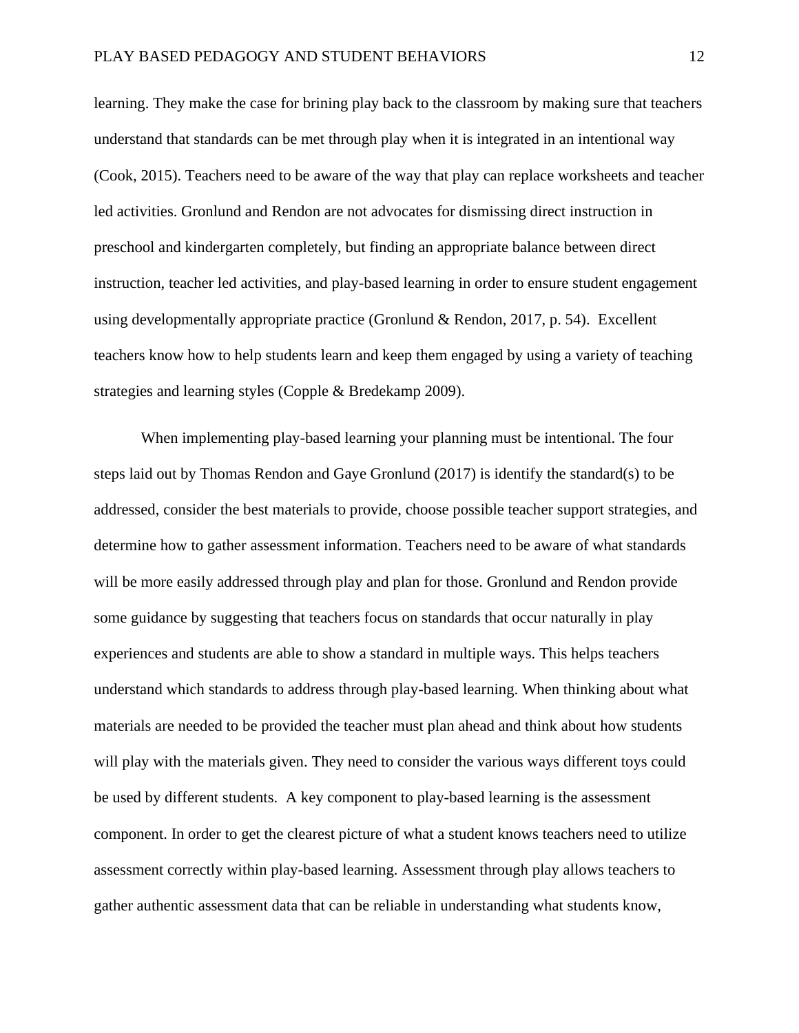learning. They make the case for brining play back to the classroom by making sure that teachers understand that standards can be met through play when it is integrated in an intentional way (Cook, 2015). Teachers need to be aware of the way that play can replace worksheets and teacher led activities. Gronlund and Rendon are not advocates for dismissing direct instruction in preschool and kindergarten completely, but finding an appropriate balance between direct instruction, teacher led activities, and play-based learning in order to ensure student engagement using developmentally appropriate practice (Gronlund & Rendon, 2017, p. 54). Excellent teachers know how to help students learn and keep them engaged by using a variety of teaching strategies and learning styles (Copple & Bredekamp 2009).

When implementing play-based learning your planning must be intentional. The four steps laid out by Thomas Rendon and Gaye Gronlund (2017) is identify the standard(s) to be addressed, consider the best materials to provide, choose possible teacher support strategies, and determine how to gather assessment information. Teachers need to be aware of what standards will be more easily addressed through play and plan for those. Gronlund and Rendon provide some guidance by suggesting that teachers focus on standards that occur naturally in play experiences and students are able to show a standard in multiple ways. This helps teachers understand which standards to address through play-based learning. When thinking about what materials are needed to be provided the teacher must plan ahead and think about how students will play with the materials given. They need to consider the various ways different toys could be used by different students. A key component to play-based learning is the assessment component. In order to get the clearest picture of what a student knows teachers need to utilize assessment correctly within play-based learning. Assessment through play allows teachers to gather authentic assessment data that can be reliable in understanding what students know,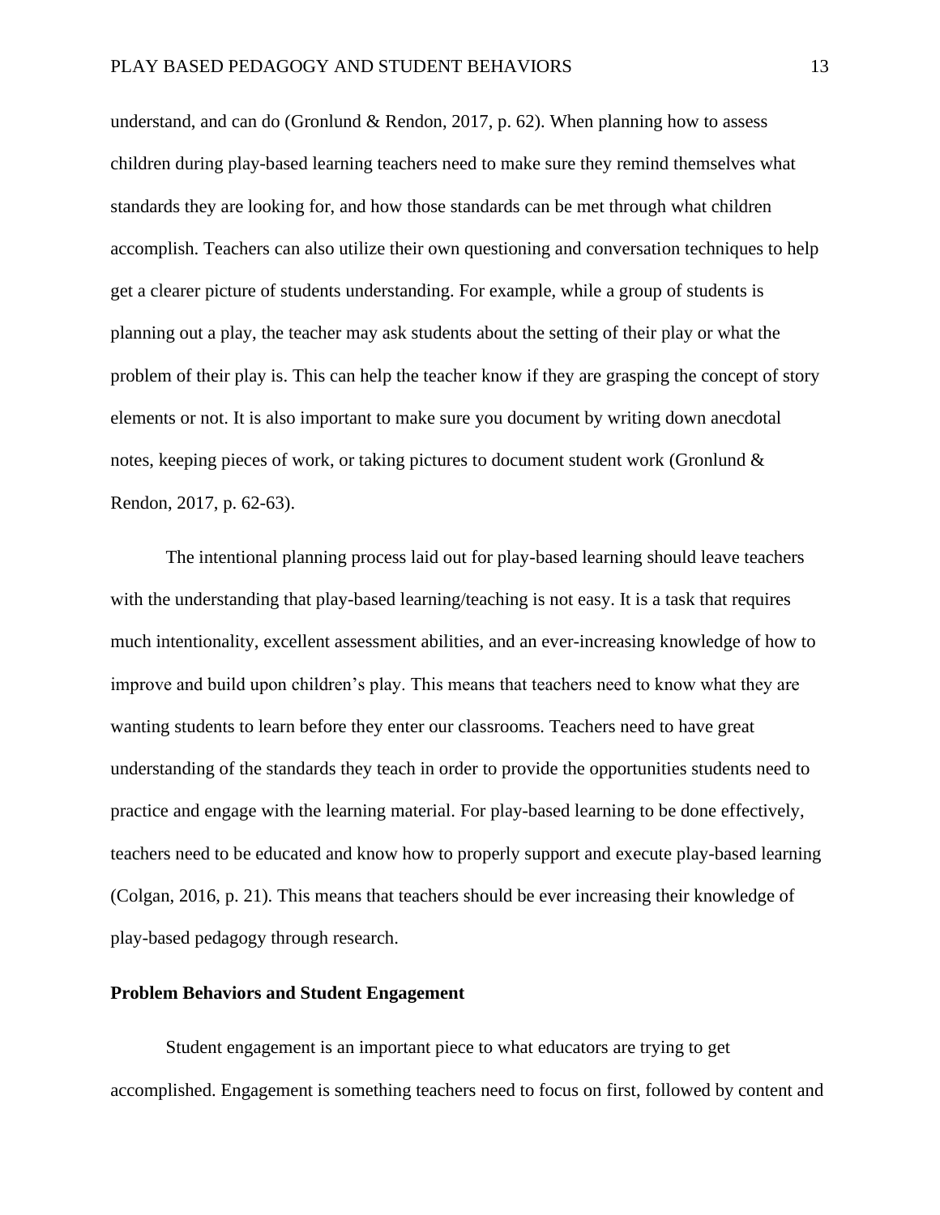understand, and can do (Gronlund & Rendon, 2017, p. 62). When planning how to assess children during play-based learning teachers need to make sure they remind themselves what standards they are looking for, and how those standards can be met through what children accomplish. Teachers can also utilize their own questioning and conversation techniques to help get a clearer picture of students understanding. For example, while a group of students is planning out a play, the teacher may ask students about the setting of their play or what the problem of their play is. This can help the teacher know if they are grasping the concept of story elements or not. It is also important to make sure you document by writing down anecdotal notes, keeping pieces of work, or taking pictures to document student work (Gronlund & Rendon, 2017, p. 62-63).

The intentional planning process laid out for play-based learning should leave teachers with the understanding that play-based learning/teaching is not easy. It is a task that requires much intentionality, excellent assessment abilities, and an ever-increasing knowledge of how to improve and build upon children's play. This means that teachers need to know what they are wanting students to learn before they enter our classrooms. Teachers need to have great understanding of the standards they teach in order to provide the opportunities students need to practice and engage with the learning material. For play-based learning to be done effectively, teachers need to be educated and know how to properly support and execute play-based learning (Colgan, 2016, p. 21). This means that teachers should be ever increasing their knowledge of play-based pedagogy through research.

**Problem Behaviors and Student Engagement**

Student engagement is an important piece to what educators are trying to get accomplished. Engagement is something teachers need to focus on first, followed by content and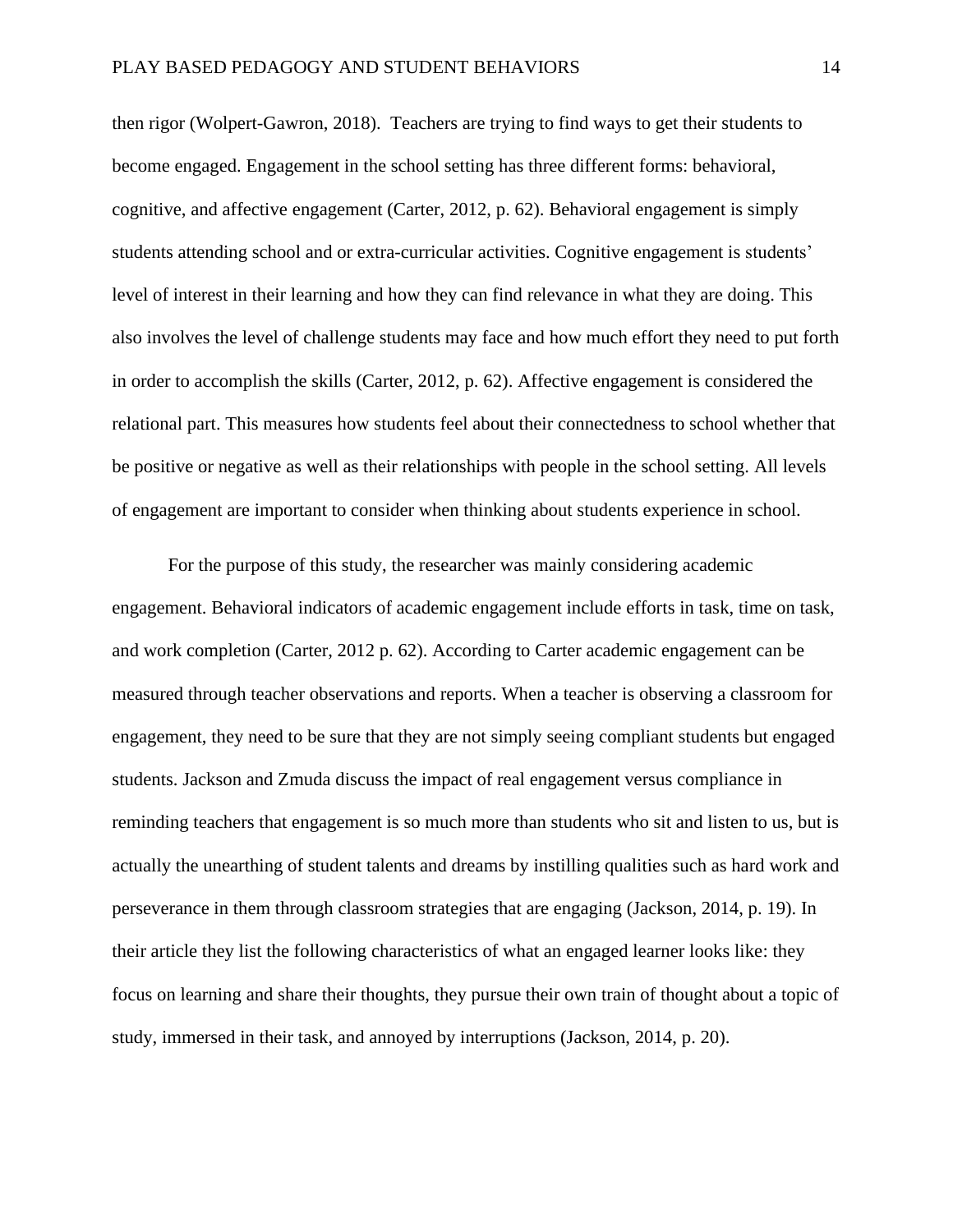then rigor (Wolpert-Gawron, 2018). Teachers are trying to find ways to get their students to become engaged. Engagement in the school setting has three different forms: behavioral, cognitive, and affective engagement (Carter, 2012, p. 62). Behavioral engagement is simply students attending school and or extra-curricular activities. Cognitive engagement is students' level of interest in their learning and how they can find relevance in what they are doing. This also involves the level of challenge students may face and how much effort they need to put forth in order to accomplish the skills (Carter, 2012, p. 62). Affective engagement is considered the relational part. This measures how students feel about their connectedness to school whether that be positive or negative as well as their relationships with people in the school setting. All levels of engagement are important to consider when thinking about students experience in school.

For the purpose of this study, the researcher was mainly considering academic engagement. Behavioral indicators of academic engagement include efforts in task, time on task, and work completion (Carter, 2012 p. 62). According to Carter academic engagement can be measured through teacher observations and reports. When a teacher is observing a classroom for engagement, they need to be sure that they are not simply seeing compliant students but engaged students. Jackson and Zmuda discuss the impact of real engagement versus compliance in reminding teachers that engagement is so much more than students who sit and listen to us, but is actually the unearthing of student talents and dreams by instilling qualities such as hard work and perseverance in them through classroom strategies that are engaging (Jackson, 2014, p. 19). In their article they list the following characteristics of what an engaged learner looks like: they focus on learning and share their thoughts, they pursue their own train of thought about a topic of study, immersed in their task, and annoyed by interruptions (Jackson, 2014, p. 20).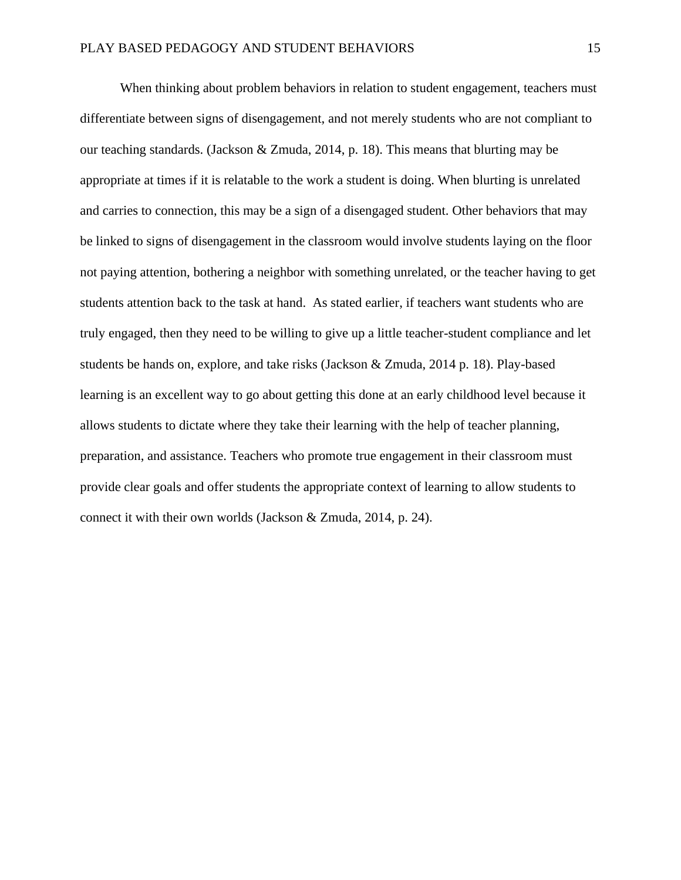When thinking about problem behaviors in relation to student engagement, teachers must differentiate between signs of disengagement, and not merely students who are not compliant to our teaching standards. (Jackson & Zmuda, 2014, p. 18). This means that blurting may be appropriate at times if it is relatable to the work a student is doing. When blurting is unrelated and carries to connection, this may be a sign of a disengaged student. Other behaviors that may be linked to signs of disengagement in the classroom would involve students laying on the floor not paying attention, bothering a neighbor with something unrelated, or the teacher having to get students attention back to the task at hand.  As stated earlier, if teachers want students who are truly engaged, then they need to be willing to give up a little teacher-student compliance and let students be hands on, explore, and take risks (Jackson & Zmuda, 2014 p. 18). Play-based learning is an excellent way to go about getting this done at an early childhood level because it allows students to dictate where they take their learning with the help of teacher planning, preparation, and assistance. Teachers who promote true engagement in their classroom must provide clear goals and offer students the appropriate context of learning to allow students to connect it with their own worlds (Jackson & Zmuda, 2014, p. 24).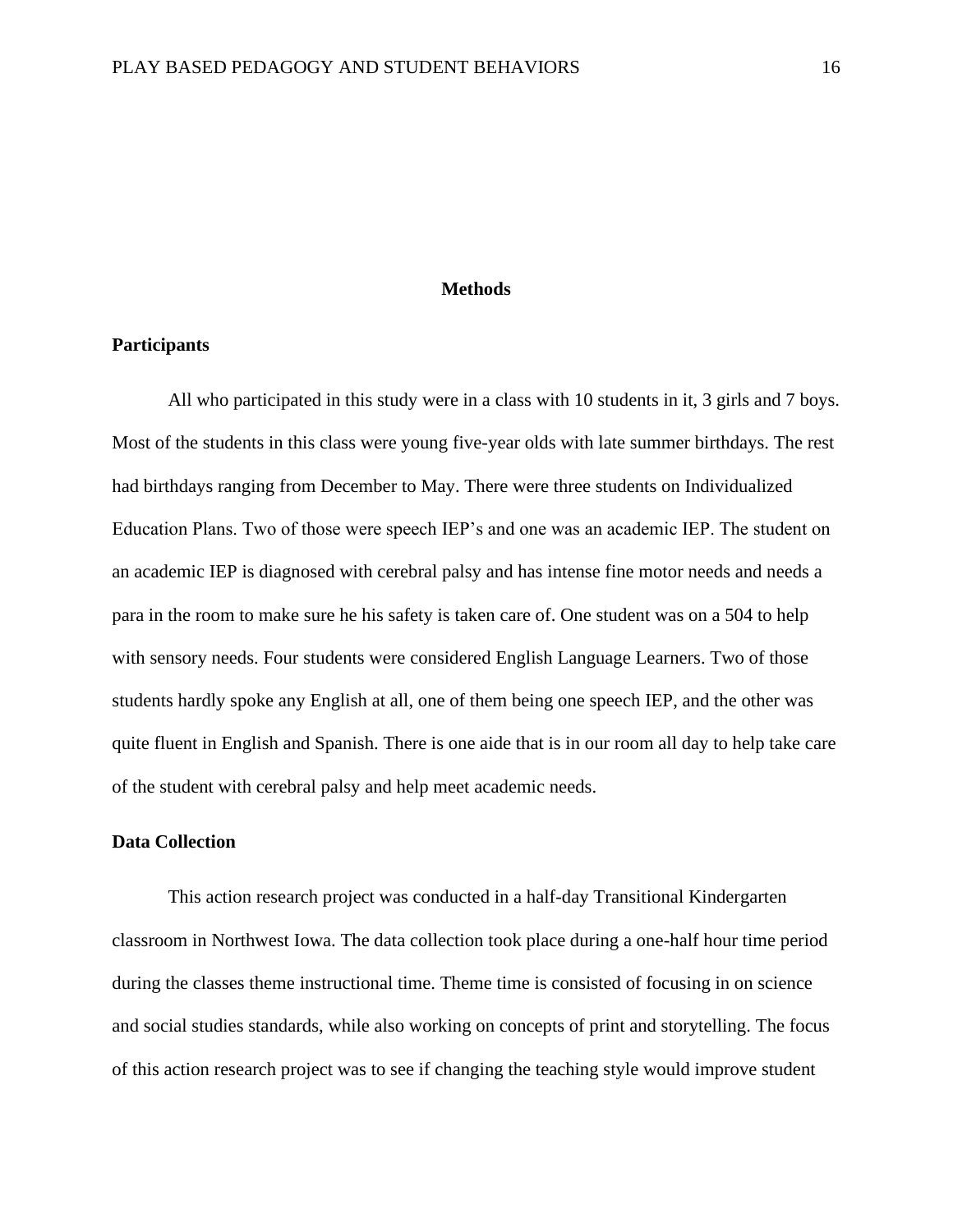# Methods

## Participants

All who participated in this study were in a class with 10 students in it, 3 girls and 7 boys. Most of the students in this class were young five-year olds with late summer birthdays. The rest had birthdays ranging from December to May. There were three students on Individualized Education Plans. Two of those were speech IEP's and one was an academic IEP. The student on an academic IEP is diagnosed with cerebral palsy and has intense fine motor needs and needs a para in the room to make sure he his safety is taken care of. One student was on a 504 to help with sensory needs. Four students were considered English Language Learners. Two of those students hardly spoke any English at all, one of them being one speech IEP, and the other was quite fluent in English and Spanish. There is one aide that is in our room all day to help take care of the student with cerebral palsy and help meet academic needs.

## Data Collection

This action research project was conducted in a half-day Transitional Kindergarten classroom in Northwest Iowa. The data collection took place during a one-half hour time period during the classes theme instructional time. Theme time is consisted of focusing in on science and social studies standards, while also working on concepts of print and storytelling. The focus of this action research project was to see if changing the teaching style would improve student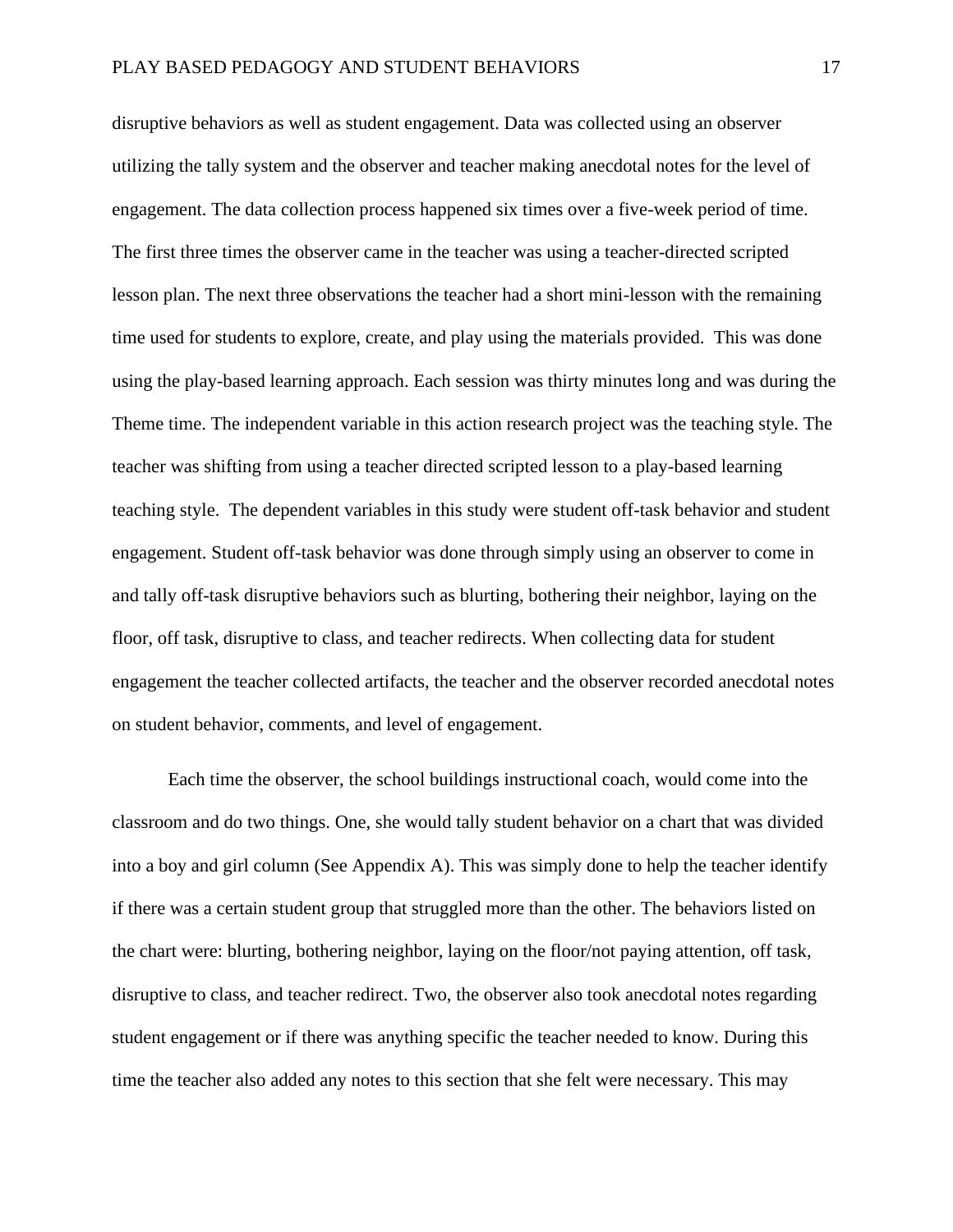disruptive behaviors as well as student engagement. Data was collected using an observer utilizing the tally system and the observer and teacher making anecdotal notes for the level of engagement. The data collection process happened six times over a five-week period of time. The first three times the observer came in the teacher was using a teacher-directed scripted lesson plan. The next three observations the teacher had a short mini-lesson with the remaining time used for students to explore, create, and play using the materials provided. This was done using the play-based learning approach. Each session was thirty minutes long and was during the Theme time. The independent variable in this action research project was the teaching style. The teacher was shifting from using a teacher directed scripted lesson to a play-based learning teaching style. The dependent variables in this study were student off-task behavior and student engagement. Student off-task behavior was done through simply using an observer to come in and tally off-task disruptive behaviors such as blurting, bothering their neighbor, laying on the floor, off task, disruptive to class, and teacher redirects. When collecting data for student engagement the teacher collected artifacts, the teacher and the observer recorded anecdotal notes on student behavior, comments, and level of engagement.

Each time the observer, the school buildings instructional coach, would come into the classroom and do two things. One, she would tally student behavior on a chart that was divided into a boy and girl column (See Appendix A). This was simply done to help the teacher identify if there was a certain student group that struggled more than the other. The behaviors listed on the chart were: blurting, bothering neighbor, laying on the floor/not paying attention, off task, disruptive to class, and teacher redirect. Two, the observer also took anecdotal notes regarding student engagement or if there was anything specific the teacher needed to know. During this time the teacher also added any notes to this section that she felt were necessary. This may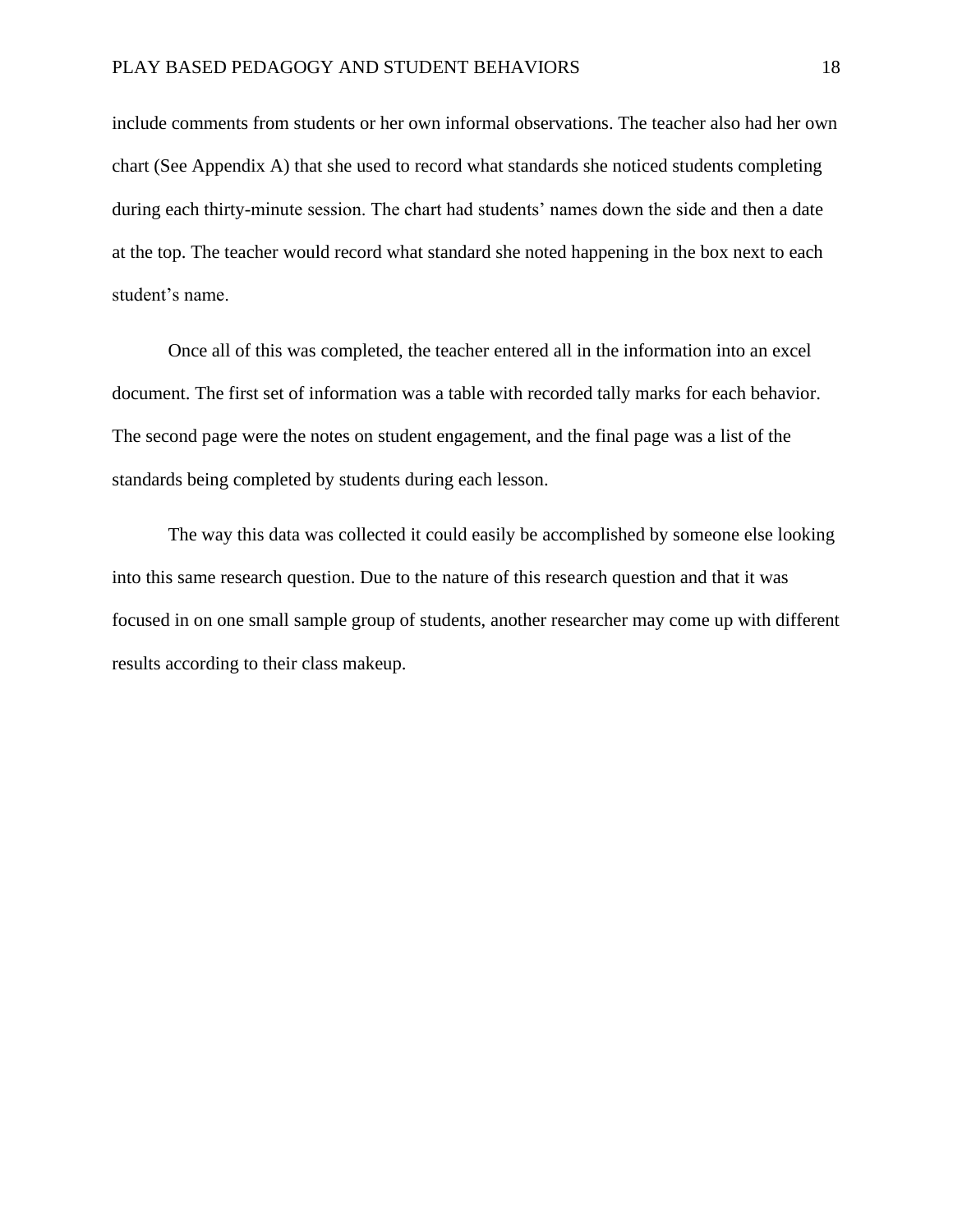include comments from students or her own informal observations. The teacher also had her own chart (See Appendix A) that she used to record what standards she noticed students completing during each thirty-minute session. The chart had students' names down the side and then a date at the top. The teacher would record what standard she noted happening in the box next to each student's name.

Once all of this was completed, the teacher entered all in the information into an excel document. The first set of information was a table with recorded tally marks for each behavior. The second page were the notes on student engagement, and the final page was a list of the standards being completed by students during each lesson.

The way this data was collected it could easily be accomplished by someone else looking into this same research question. Due to the nature of this research question and that it was focused in on one small sample group of students, another researcher may come up with different results according to their class makeup.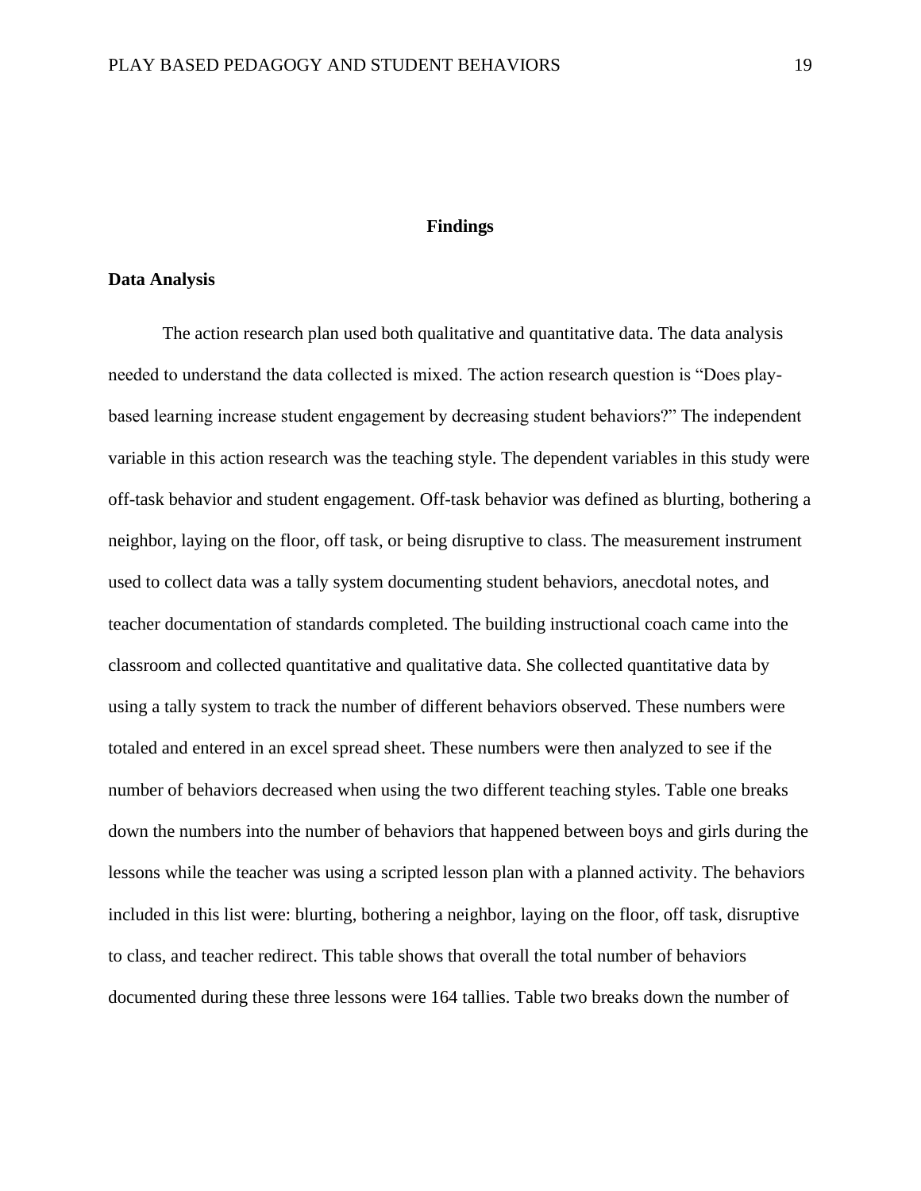# Findings

## Data Analysis

The action research plan used both qualitative and quantitative data. The data analysis needed to understand the data collected is mixed. The action research question is "Does play-based learning increase student engagement by decreasing student behaviors?" The independent variable in this action research was the teaching style. The dependent variables in this study were off-task behavior and student engagement. Off-task behavior was defined as blurting, bothering a neighbor, laying on the floor, off task, or being disruptive to class. The measurement instrument used to collect data was a tally system documenting student behaviors, anecdotal notes, and teacher documentation of standards completed. The building instructional coach came into the classroom and collected quantitative and qualitative data. She collected quantitative data by using a tally system to track the number of different behaviors observed. These numbers were totaled and entered in an excel spread sheet. These numbers were then analyzed to see if the number of behaviors decreased when using the two different teaching styles. Table one breaks down the numbers into the number of behaviors that happened between boys and girls during the lessons while the teacher was using a scripted lesson plan with a planned activity. The behaviors included in this list were: blurting, bothering a neighbor, laying on the floor, off task, disruptive to class, and teacher redirect. This table shows that overall the total number of behaviors documented during these three lessons were 164 tallies. Table two breaks down the number of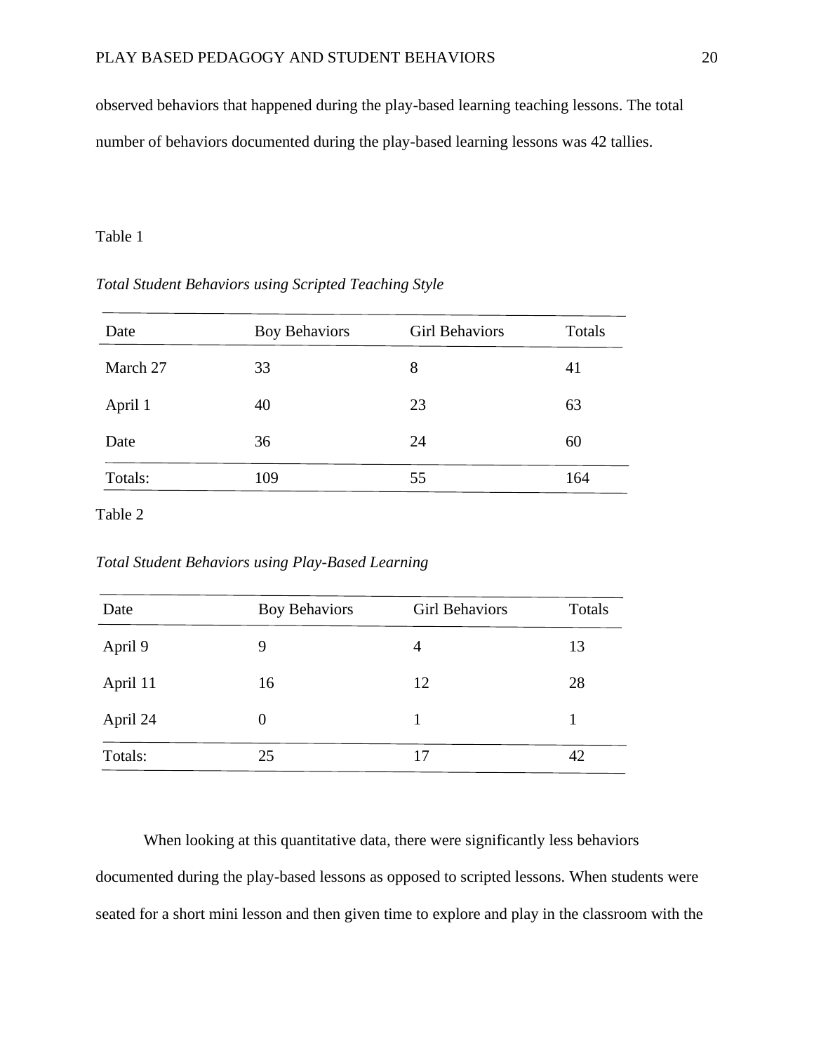observed behaviors that happened during the play-based learning teaching lessons. The total number of behaviors documented during the play-based learning lessons was 42 tallies.

Table 1

*Total Student Behaviors using Scripted Teaching Style*

| Date | Boy Behaviors | Girl Behaviors | Totals |
|---|---|---|---|
| March 27 | 33 | 8 | 41 |
| April 1 | 40 | 23 | 63 |
| Date | 36 | 24 | 60 |
| Totals: | 109 | 55 | 164 |

Table 2

*Total Student Behaviors using Play-Based Learning*

| Date | Boy Behaviors | Girl Behaviors | Totals |
|---|---|---|---|
| April 9 | 9 | 4 | 13 |
| April 11 | 16 | 12 | 28 |
| April 24 | 0 | 1 | 1 |
| Totals: | 25 | 17 | 42 |

When looking at this quantitative data, there were significantly less behaviors documented during the play-based lessons as opposed to scripted lessons. When students were seated for a short mini lesson and then given time to explore and play in the classroom with the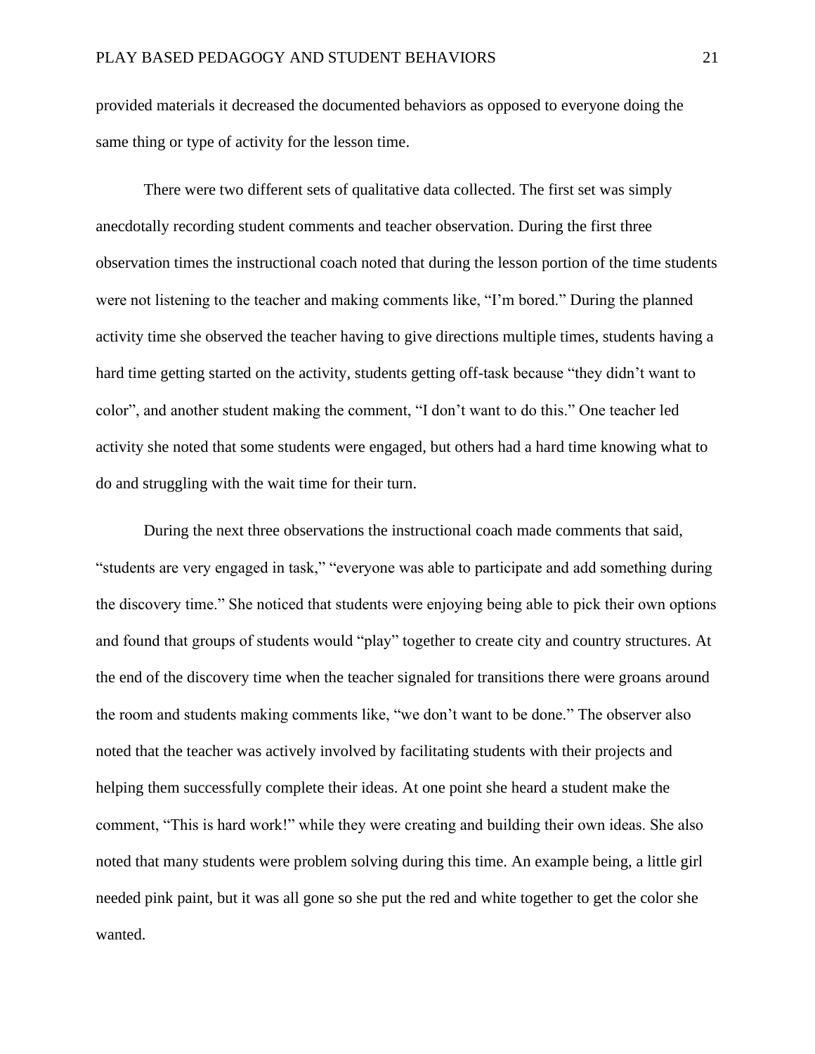provided materials it decreased the documented behaviors as opposed to everyone doing the same thing or type of activity for the lesson time.

There were two different sets of qualitative data collected. The first set was simply anecdotally recording student comments and teacher observation. During the first three observation times the instructional coach noted that during the lesson portion of the time students were not listening to the teacher and making comments like, "I'm bored." During the planned activity time she observed the teacher having to give directions multiple times, students having a hard time getting started on the activity, students getting off-task because "they didn't want to color", and another student making the comment, "I don't want to do this." One teacher led activity she noted that some students were engaged, but others had a hard time knowing what to do and struggling with the wait time for their turn.

During the next three observations the instructional coach made comments that said, "students are very engaged in task," "everyone was able to participate and add something during the discovery time." She noticed that students were enjoying being able to pick their own options and found that groups of students would "play" together to create city and country structures. At the end of the discovery time when the teacher signaled for transitions there were groans around the room and students making comments like, "we don't want to be done." The observer also noted that the teacher was actively involved by facilitating students with their projects and helping them successfully complete their ideas. At one point she heard a student make the comment, "This is hard work!" while they were creating and building their own ideas. She also noted that many students were problem solving during this time. An example being, a little girl needed pink paint, but it was all gone so she put the red and white together to get the color she wanted.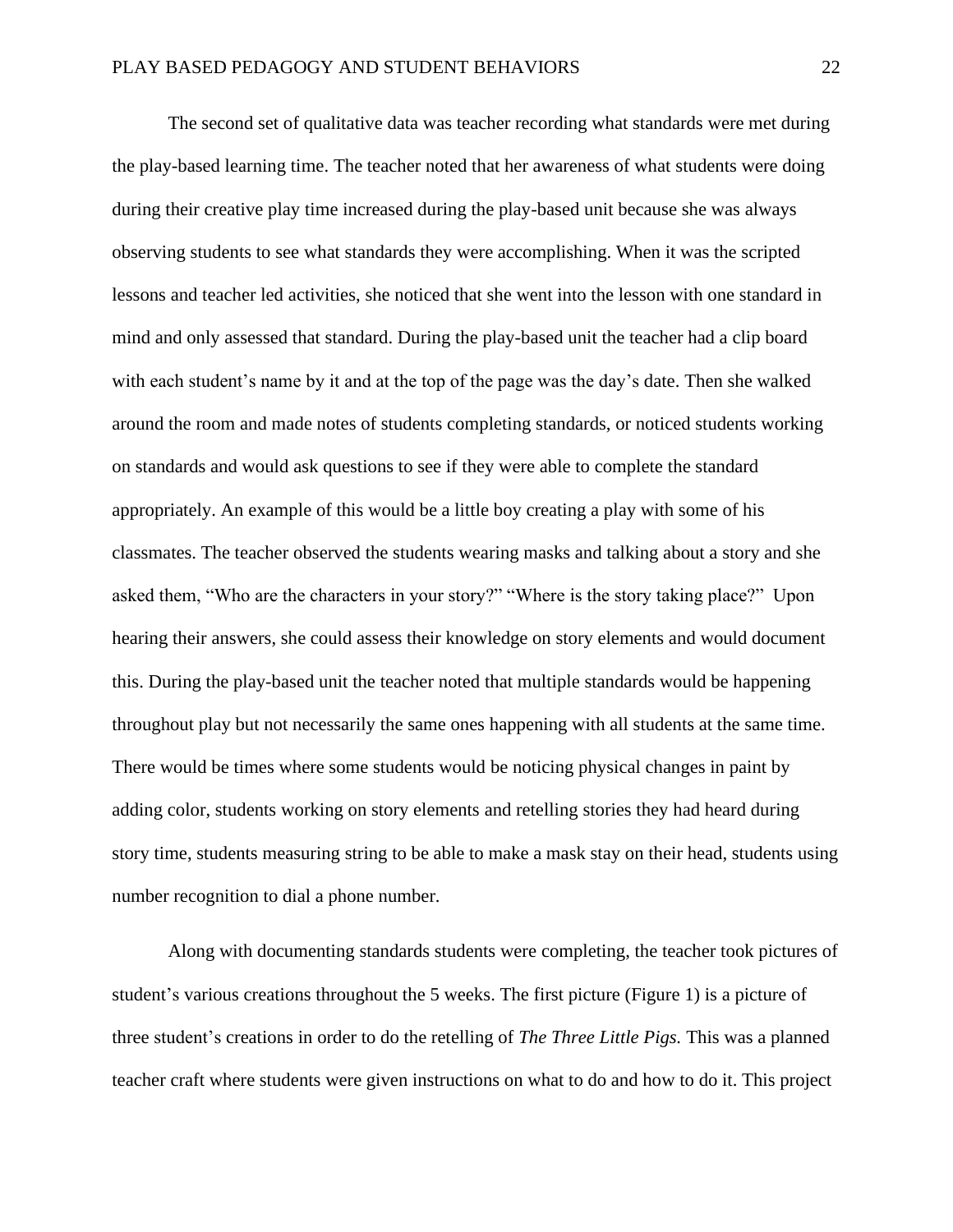The second set of qualitative data was teacher recording what standards were met during the play-based learning time. The teacher noted that her awareness of what students were doing during their creative play time increased during the play-based unit because she was always observing students to see what standards they were accomplishing. When it was the scripted lessons and teacher led activities, she noticed that she went into the lesson with one standard in mind and only assessed that standard. During the play-based unit the teacher had a clip board with each student's name by it and at the top of the page was the day's date. Then she walked around the room and made notes of students completing standards, or noticed students working on standards and would ask questions to see if they were able to complete the standard appropriately. An example of this would be a little boy creating a play with some of his classmates. The teacher observed the students wearing masks and talking about a story and she asked them, "Who are the characters in your story?" "Where is the story taking place?" Upon hearing their answers, she could assess their knowledge on story elements and would document this. During the play-based unit the teacher noted that multiple standards would be happening throughout play but not necessarily the same ones happening with all students at the same time. There would be times where some students would be noticing physical changes in paint by adding color, students working on story elements and retelling stories they had heard during story time, students measuring string to be able to make a mask stay on their head, students using number recognition to dial a phone number.

Along with documenting standards students were completing, the teacher took pictures of student's various creations throughout the 5 weeks. The first picture (Figure 1) is a picture of three student's creations in order to do the retelling of *The Three Little Pigs.* This was a planned teacher craft where students were given instructions on what to do and how to do it. This project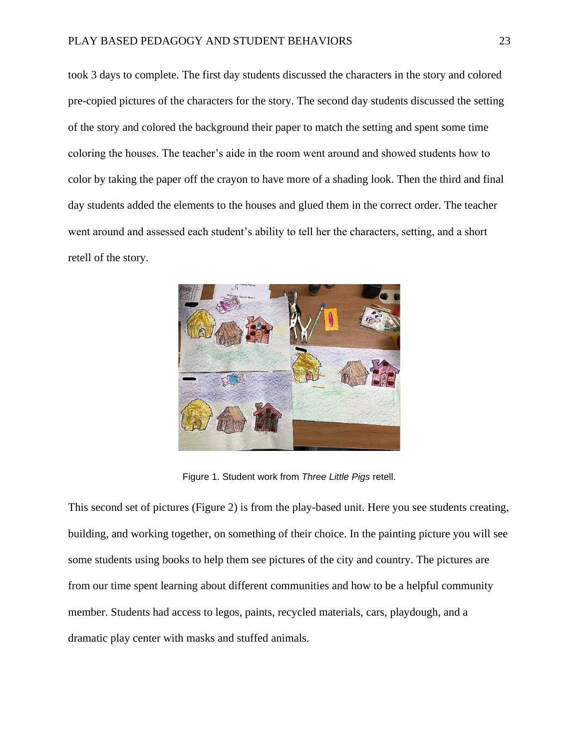took 3 days to complete. The first day students discussed the characters in the story and colored pre-copied pictures of the characters for the story. The second day students discussed the setting of the story and colored the background their paper to match the setting and spent some time coloring the houses. The teacher's aide in the room went around and showed students how to color by taking the paper off the crayon to have more of a shading look. Then the third and final day students added the elements to the houses and glued them in the correct order. The teacher went around and assessed each student's ability to tell her the characters, setting, and a short retell of the story.

Figure 1. Student work from *Three Little Pigs* retell.

This second set of pictures (Figure 2) is from the play-based unit. Here you see students creating, building, and working together, on something of their choice. In the painting picture you will see some students using books to help them see pictures of the city and country. The pictures are from our time spent learning about different communities and how to be a helpful community member. Students had access to legos, paints, recycled materials, cars, playdough, and a dramatic play center with masks and stuffed animals.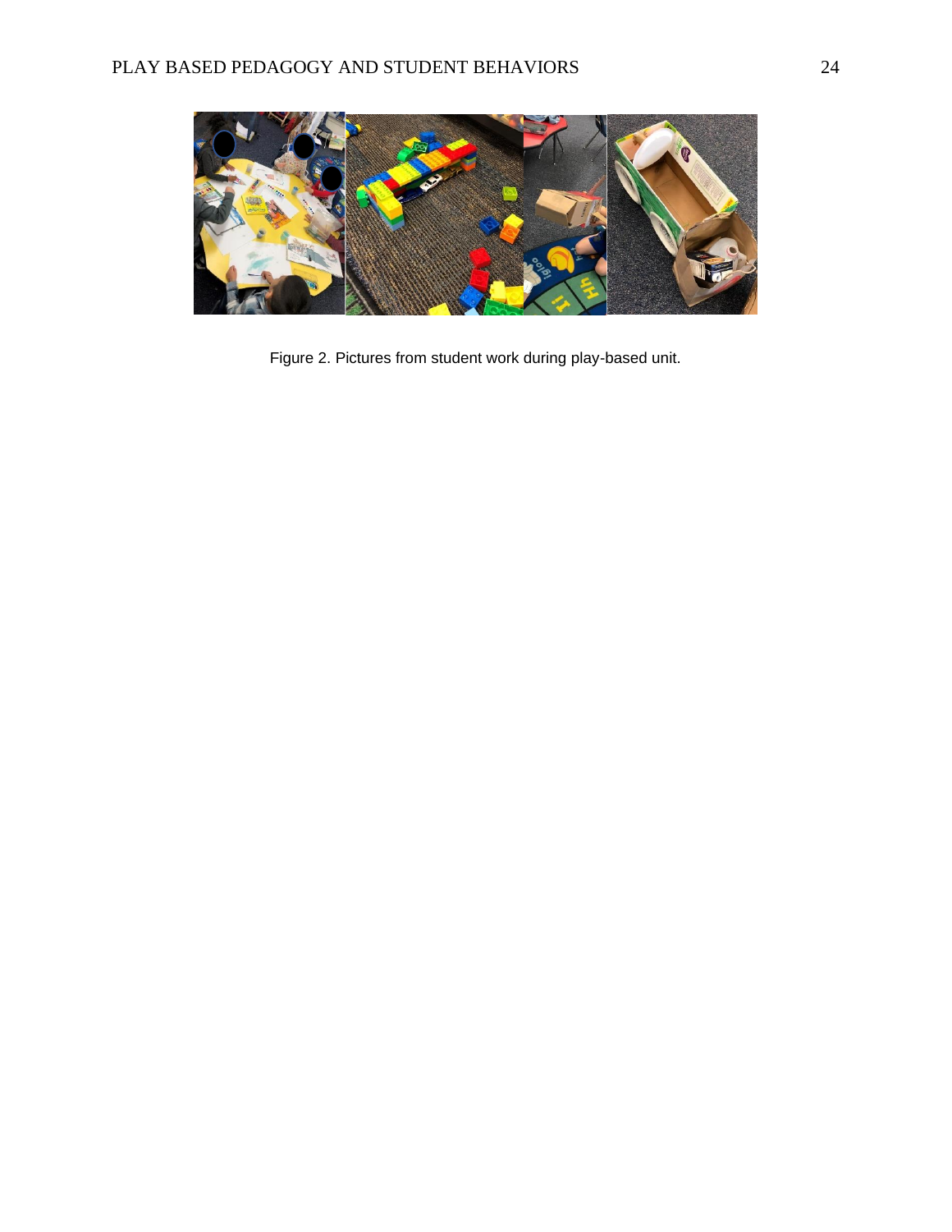Figure 2. Pictures from student work during play-based unit.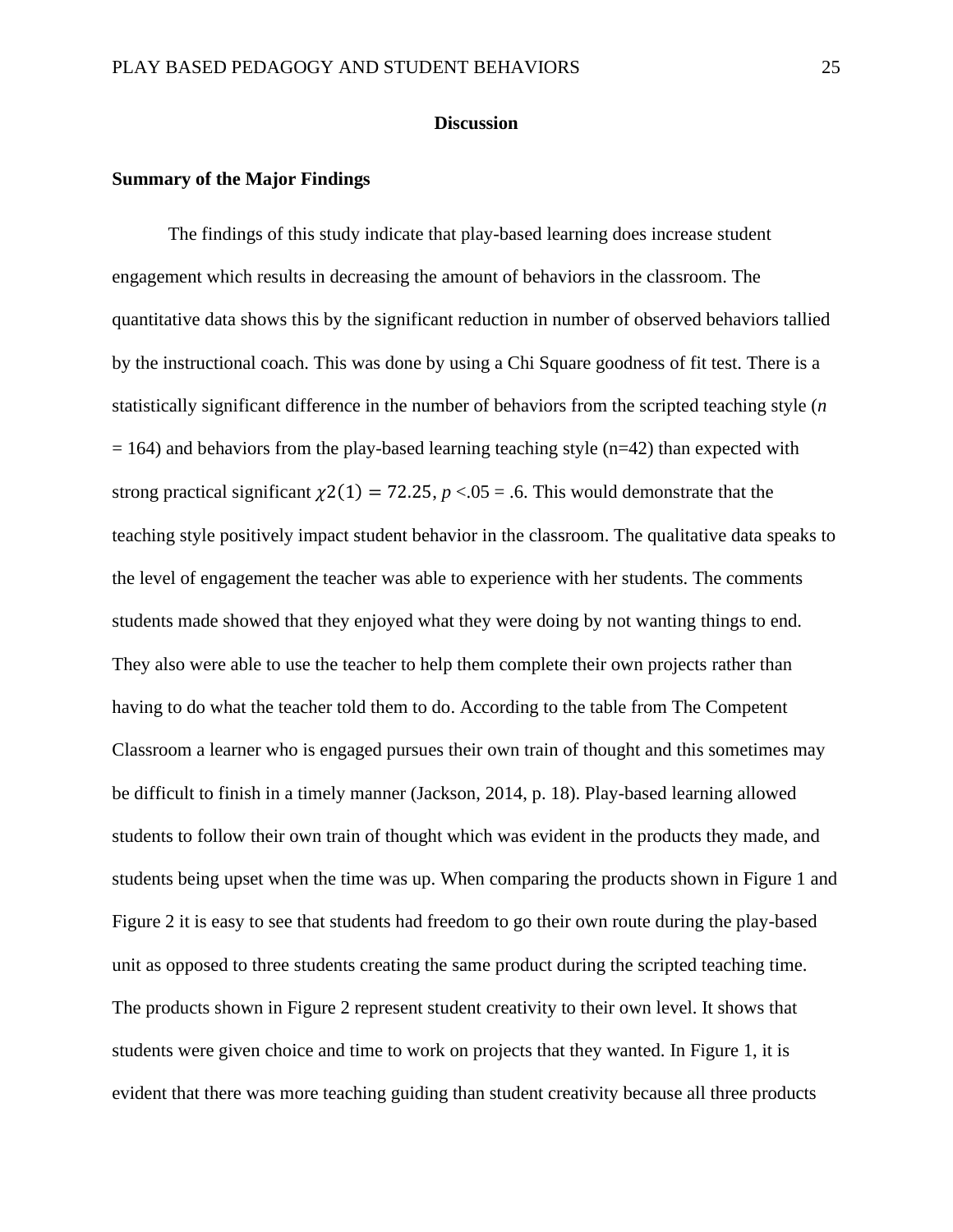## Discussion

### Summary of the Major Findings

The findings of this study indicate that play-based learning does increase student engagement which results in decreasing the amount of behaviors in the classroom. The quantitative data shows this by the significant reduction in number of observed behaviors tallied by the instructional coach. This was done by using a Chi Square goodness of fit test. There is a statistically significant difference in the number of behaviors from the scripted teaching style ($n = 164$) and behaviors from the play-based learning teaching style (n=42) than expected with strong practical significant $\chi 2(1) = 72.25$, $p < .05 = .6$. This would demonstrate that the teaching style positively impact student behavior in the classroom. The qualitative data speaks to the level of engagement the teacher was able to experience with her students. The comments students made showed that they enjoyed what they were doing by not wanting things to end. They also were able to use the teacher to help them complete their own projects rather than having to do what the teacher told them to do. According to the table from The Competent Classroom a learner who is engaged pursues their own train of thought and this sometimes may be difficult to finish in a timely manner (Jackson, 2014, p. 18). Play-based learning allowed students to follow their own train of thought which was evident in the products they made, and students being upset when the time was up. When comparing the products shown in Figure 1 and Figure 2 it is easy to see that students had freedom to go their own route during the play-based unit as opposed to three students creating the same product during the scripted teaching time. The products shown in Figure 2 represent student creativity to their own level. It shows that students were given choice and time to work on projects that they wanted. In Figure 1, it is evident that there was more teaching guiding than student creativity because all three products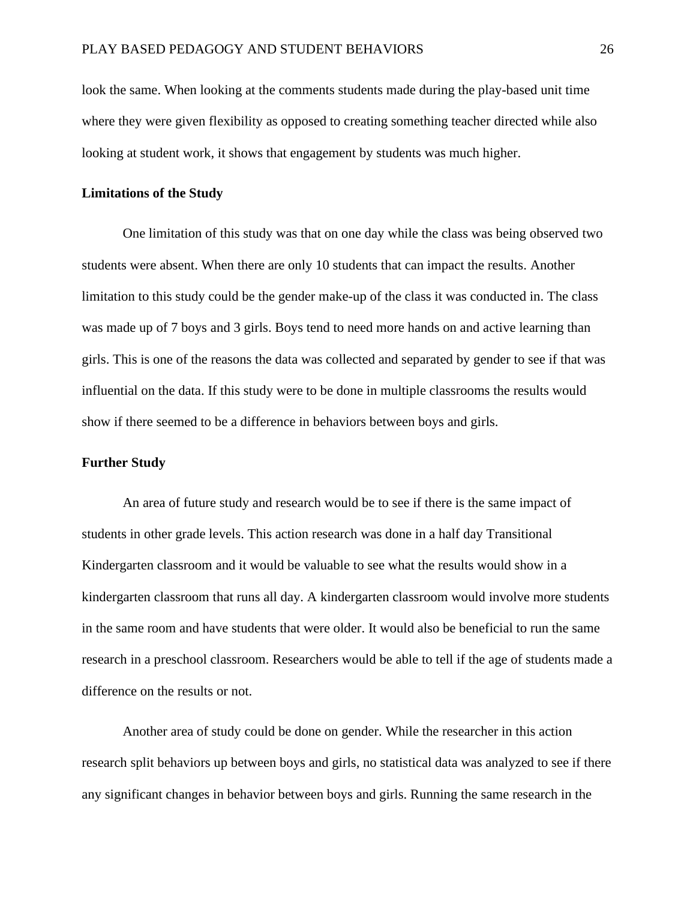look the same. When looking at the comments students made during the play-based unit time where they were given flexibility as opposed to creating something teacher directed while also looking at student work, it shows that engagement by students was much higher.

### Limitations of the Study

One limitation of this study was that on one day while the class was being observed two students were absent. When there are only 10 students that can impact the results. Another limitation to this study could be the gender make-up of the class it was conducted in. The class was made up of 7 boys and 3 girls. Boys tend to need more hands on and active learning than girls. This is one of the reasons the data was collected and separated by gender to see if that was influential on the data. If this study were to be done in multiple classrooms the results would show if there seemed to be a difference in behaviors between boys and girls.

### Further Study

An area of future study and research would be to see if there is the same impact of students in other grade levels. This action research was done in a half day Transitional Kindergarten classroom and it would be valuable to see what the results would show in a kindergarten classroom that runs all day. A kindergarten classroom would involve more students in the same room and have students that were older. It would also be beneficial to run the same research in a preschool classroom. Researchers would be able to tell if the age of students made a difference on the results or not.

Another area of study could be done on gender. While the researcher in this action research split behaviors up between boys and girls, no statistical data was analyzed to see if there any significant changes in behavior between boys and girls. Running the same research in the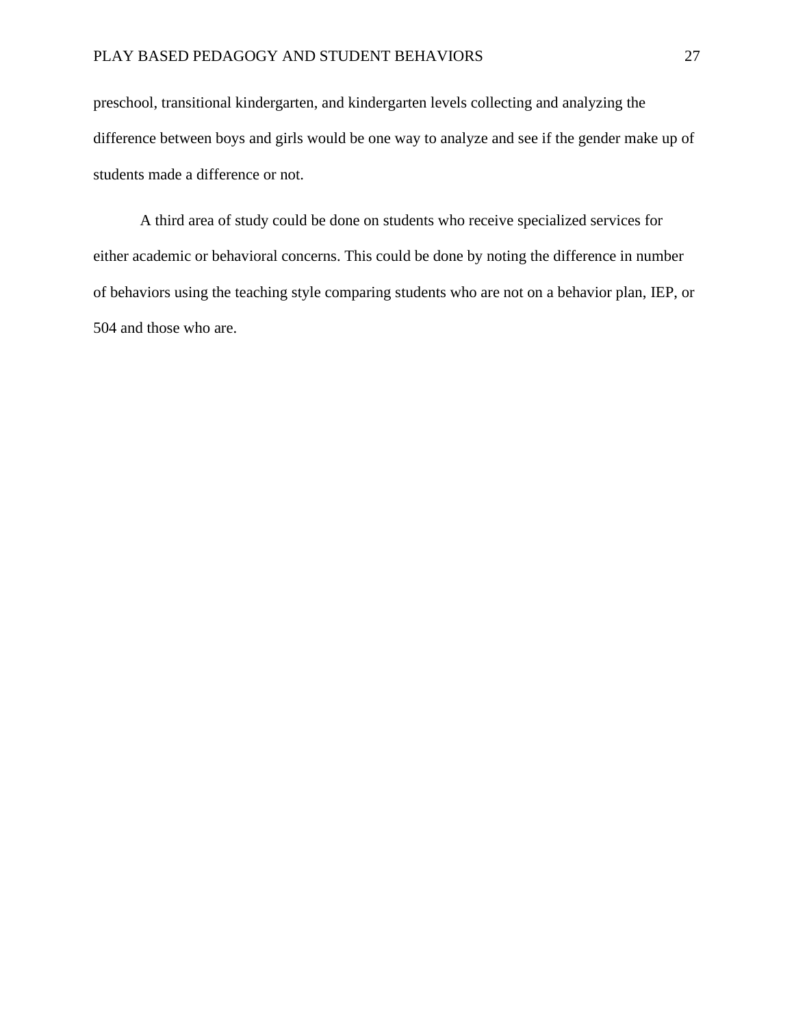preschool, transitional kindergarten, and kindergarten levels collecting and analyzing the difference between boys and girls would be one way to analyze and see if the gender make up of students made a difference or not.

A third area of study could be done on students who receive specialized services for either academic or behavioral concerns. This could be done by noting the difference in number of behaviors using the teaching style comparing students who are not on a behavior plan, IEP, or 504 and those who are.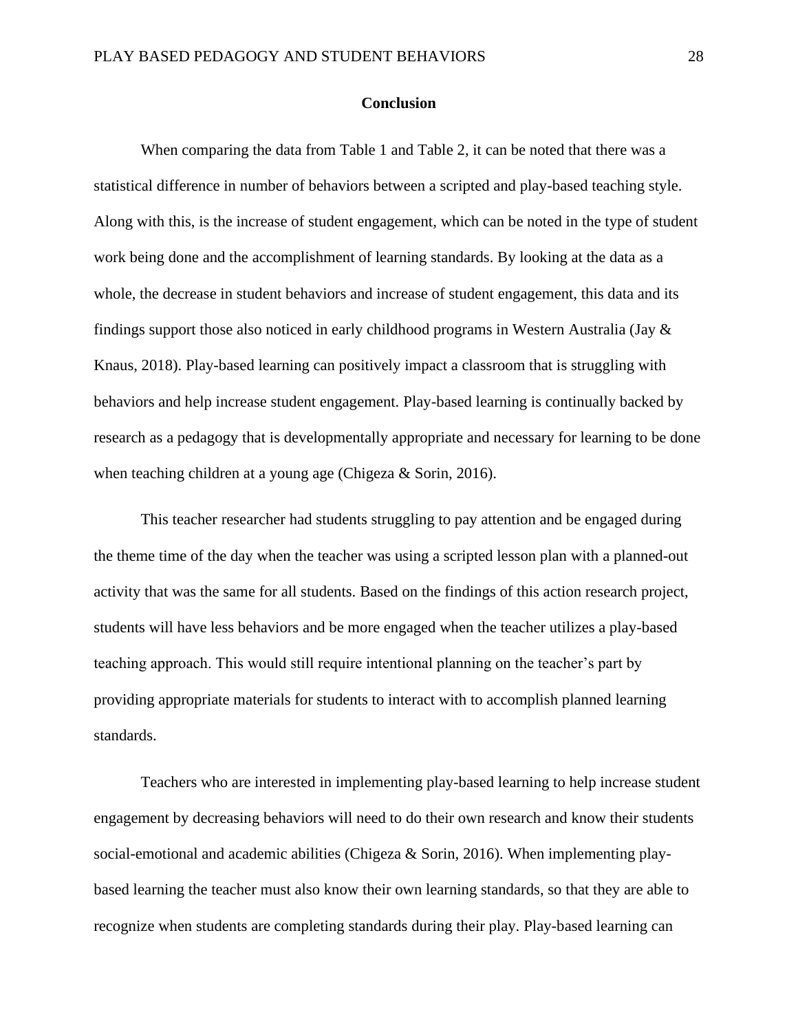## Conclusion

When comparing the data from Table 1 and Table 2, it can be noted that there was a statistical difference in number of behaviors between a scripted and play-based teaching style. Along with this, is the increase of student engagement, which can be noted in the type of student work being done and the accomplishment of learning standards. By looking at the data as a whole, the decrease in student behaviors and increase of student engagement, this data and its findings support those also noticed in early childhood programs in Western Australia (Jay & Knaus, 2018). Play-based learning can positively impact a classroom that is struggling with behaviors and help increase student engagement. Play-based learning is continually backed by research as a pedagogy that is developmentally appropriate and necessary for learning to be done when teaching children at a young age (Chigeza & Sorin, 2016).

This teacher researcher had students struggling to pay attention and be engaged during the theme time of the day when the teacher was using a scripted lesson plan with a planned-out activity that was the same for all students. Based on the findings of this action research project, students will have less behaviors and be more engaged when the teacher utilizes a play-based teaching approach. This would still require intentional planning on the teacher's part by providing appropriate materials for students to interact with to accomplish planned learning standards.

Teachers who are interested in implementing play-based learning to help increase student engagement by decreasing behaviors will need to do their own research and know their students social-emotional and academic abilities (Chigeza & Sorin, 2016). When implementing play-based learning the teacher must also know their own learning standards, so that they are able to recognize when students are completing standards during their play. Play-based learning can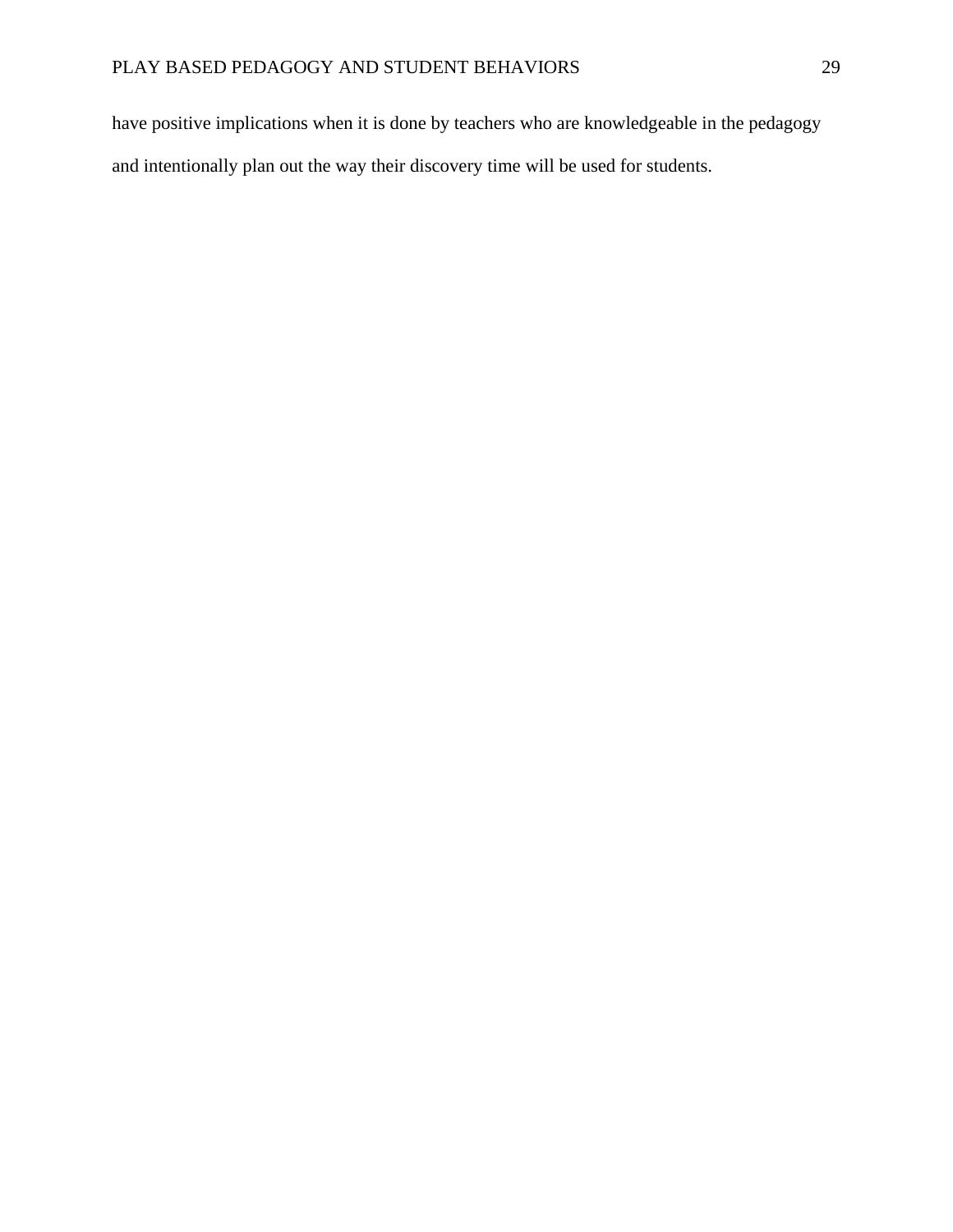have positive implications when it is done by teachers who are knowledgeable in the pedagogy and intentionally plan out the way their discovery time will be used for students.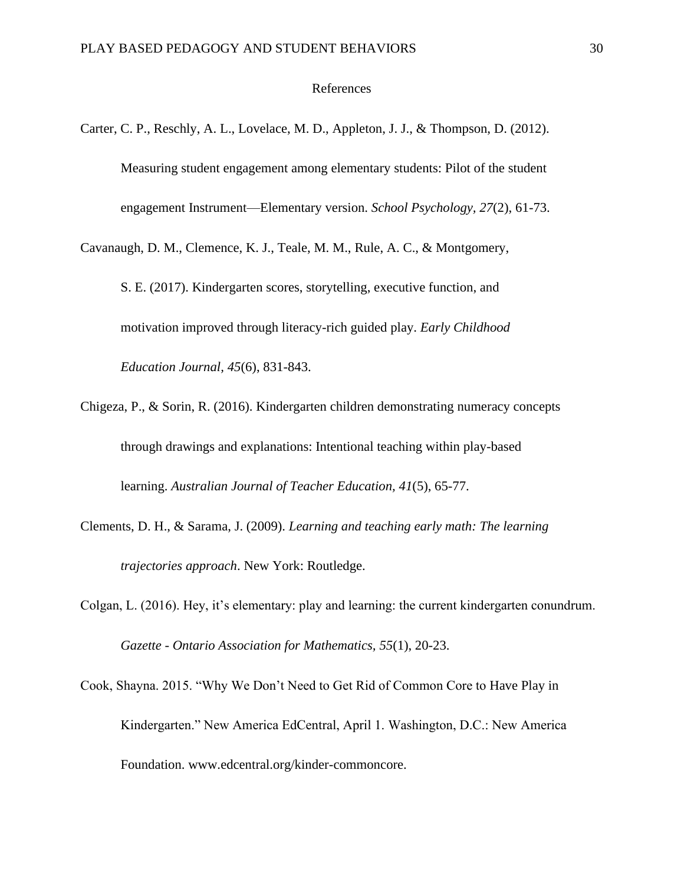# References

Carter, C. P., Reschly, A. L., Lovelace, M. D., Appleton, J. J., & Thompson, D. (2012). Measuring student engagement among elementary students: Pilot of the student engagement Instrument—Elementary version. *School Psychology, 27*(2), 61-73.

Cavanaugh, D. M., Clemence, K. J., Teale, M. M., Rule, A. C., & Montgomery, S. E. (2017). Kindergarten scores, storytelling, executive function, and motivation improved through literacy-rich guided play. *Early Childhood Education Journal*, *45*(6), 831-843.

Chigeza, P., & Sorin, R. (2016). Kindergarten children demonstrating numeracy concepts through drawings and explanations: Intentional teaching within play-based learning. *Australian Journal of Teacher Education, 41*(5), 65-77.

Clements, D. H., & Sarama, J. (2009). *Learning and teaching early math: The learning trajectories approach*. New York: Routledge.

Colgan, L. (2016). Hey, it's elementary: play and learning: the current kindergarten conundrum. *Gazette - Ontario Association for Mathematics, 55*(1), 20-23.

Cook, Shayna. 2015. "Why We Don't Need to Get Rid of Common Core to Have Play in Kindergarten." New America EdCentral, April 1. Washington, D.C.: New America Foundation. www.edcentral.org/kinder-commoncore.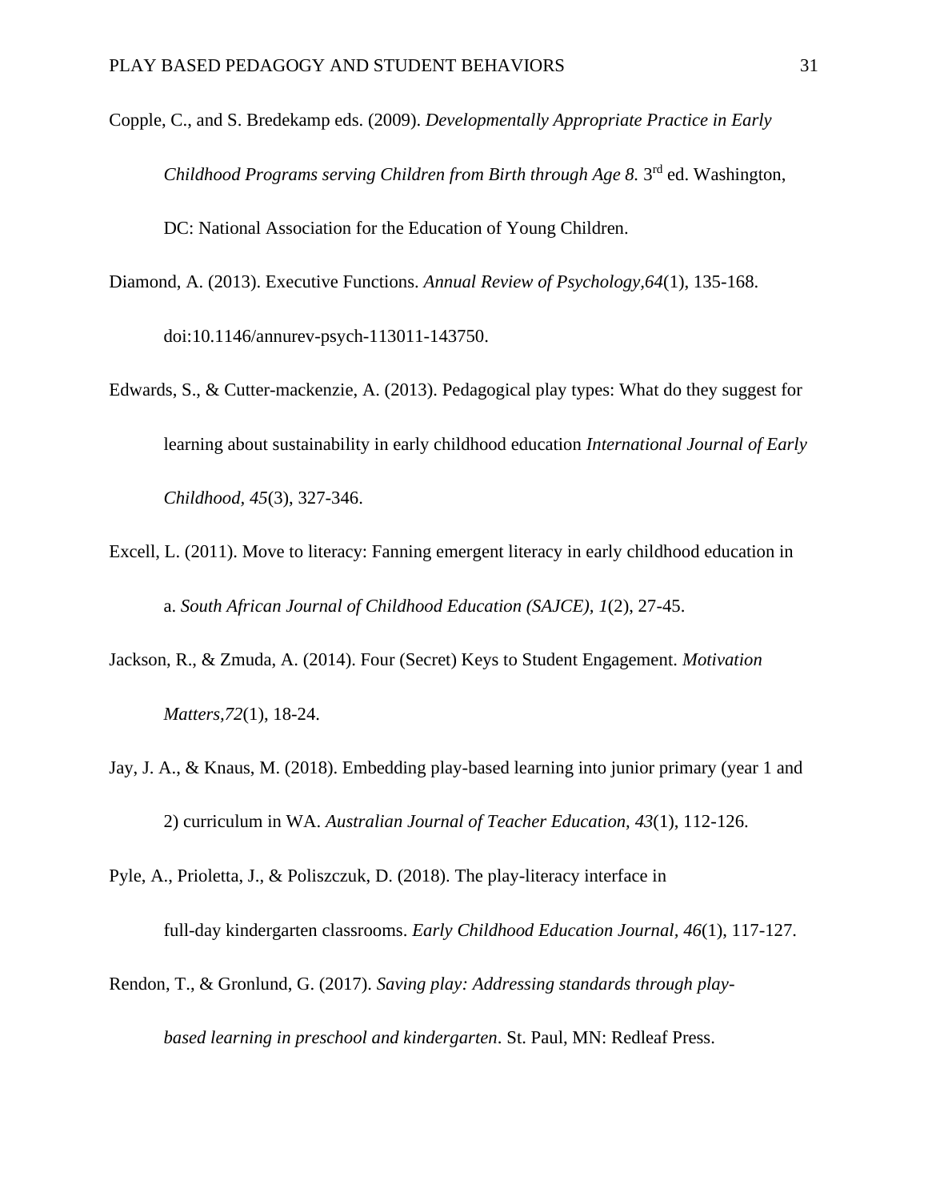Copple, C., and S. Bredekamp eds. (2009). *Developmentally Appropriate Practice in Early Childhood Programs serving Children from Birth through Age 8.* 3rd ed. Washington, DC: National Association for the Education of Young Children.

Diamond, A. (2013). Executive Functions. *Annual Review of Psychology,64*(1), 135-168. doi:10.1146/annurev-psych-113011-143750.

Edwards, S., & Cutter-mackenzie, A. (2013). Pedagogical play types: What do they suggest for learning about sustainability in early childhood education *International Journal of Early Childhood, 45*(3), 327-346.

Excell, L. (2011). Move to literacy: Fanning emergent literacy in early childhood education in a. *South African Journal of Childhood Education (SAJCE), 1*(2), 27-45.

Jackson, R., & Zmuda, A. (2014). Four (Secret) Keys to Student Engagement. *Motivation Matters,72*(1), 18-24.

Jay, J. A., & Knaus, M. (2018). Embedding play-based learning into junior primary (year 1 and 2) curriculum in WA. *Australian Journal of Teacher Education, 43*(1), 112-126.

Pyle, A., Prioletta, J., & Poliszczuk, D. (2018). The play-literacy interface in full-day kindergarten classrooms. *Early Childhood Education Journal, 46*(1), 117-127.

Rendon, T., & Gronlund, G. (2017). *Saving play: Addressing standards through play-based learning in preschool and kindergarten*. St. Paul, MN: Redleaf Press.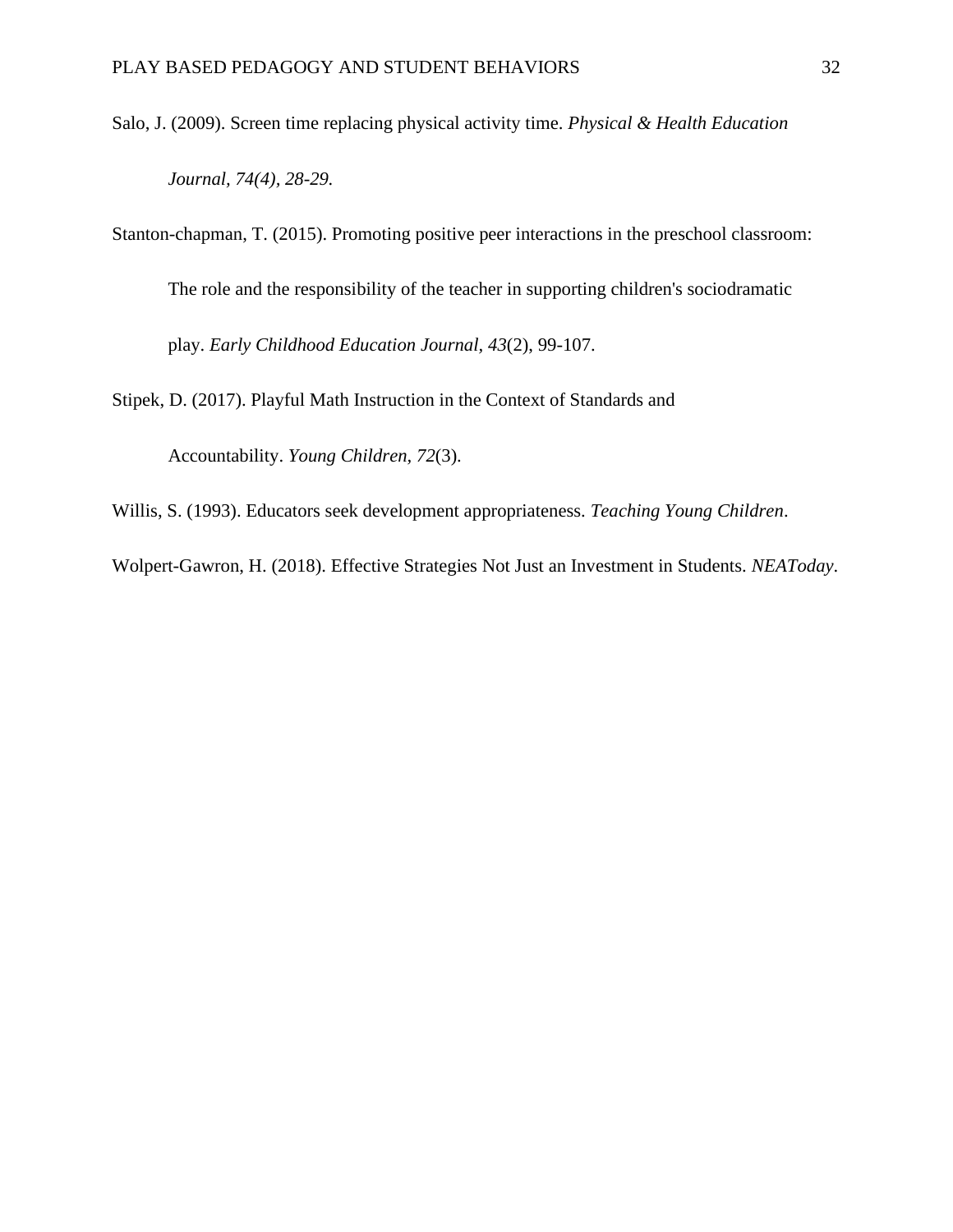Salo, J. (2009). Screen time replacing physical activity time. *Physical & Health Education Journal, 74(4), 28-29.*

Stanton-chapman, T. (2015). Promoting positive peer interactions in the preschool classroom: The role and the responsibility of the teacher in supporting children's sociodramatic play. *Early Childhood Education Journal, 43*(2), 99-107.

Stipek, D. (2017). Playful Math Instruction in the Context of Standards and Accountability. *Young Children, 72*(3).

Willis, S. (1993). Educators seek development appropriateness. *Teaching Young Children*.

Wolpert-Gawron, H. (2018). Effective Strategies Not Just an Investment in Students. *NEAToday*.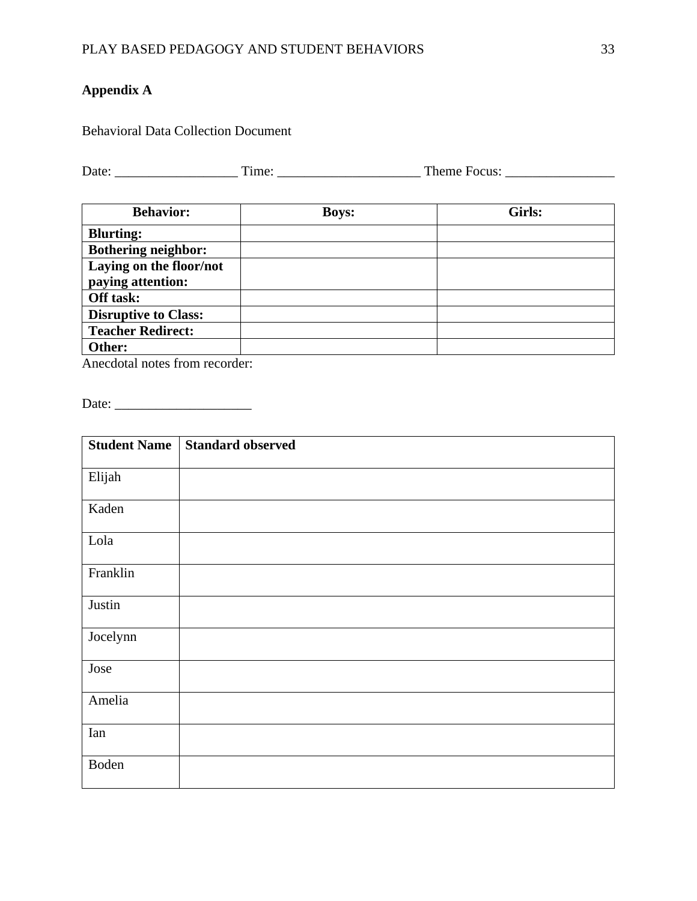**Appendix A**

Behavioral Data Collection Document

Date: __________________ Time: _____________________ Theme Focus: ________________

| **Behavior:** | **Boys:** | **Girls:** |
|---|---|---|
| **Blurting:** | | |
| **Bothering neighbor:** | | |
| **Laying on the floor/not paying attention:** | | |
| **Off task:** | | |
| **Disruptive to Class:** | | |
| **Teacher Redirect:** | | |
| **Other:** | | |

Anecdotal notes from recorder:

Date: ____________________

| **Student Name** | **Standard observed** |
|---|---|
| Elijah | |
| Kaden | |
| Lola | |
| Franklin | |
| Justin | |
| Jocelynn | |
| Jose | |
| Amelia | |
| Ian | |
| Boden | |